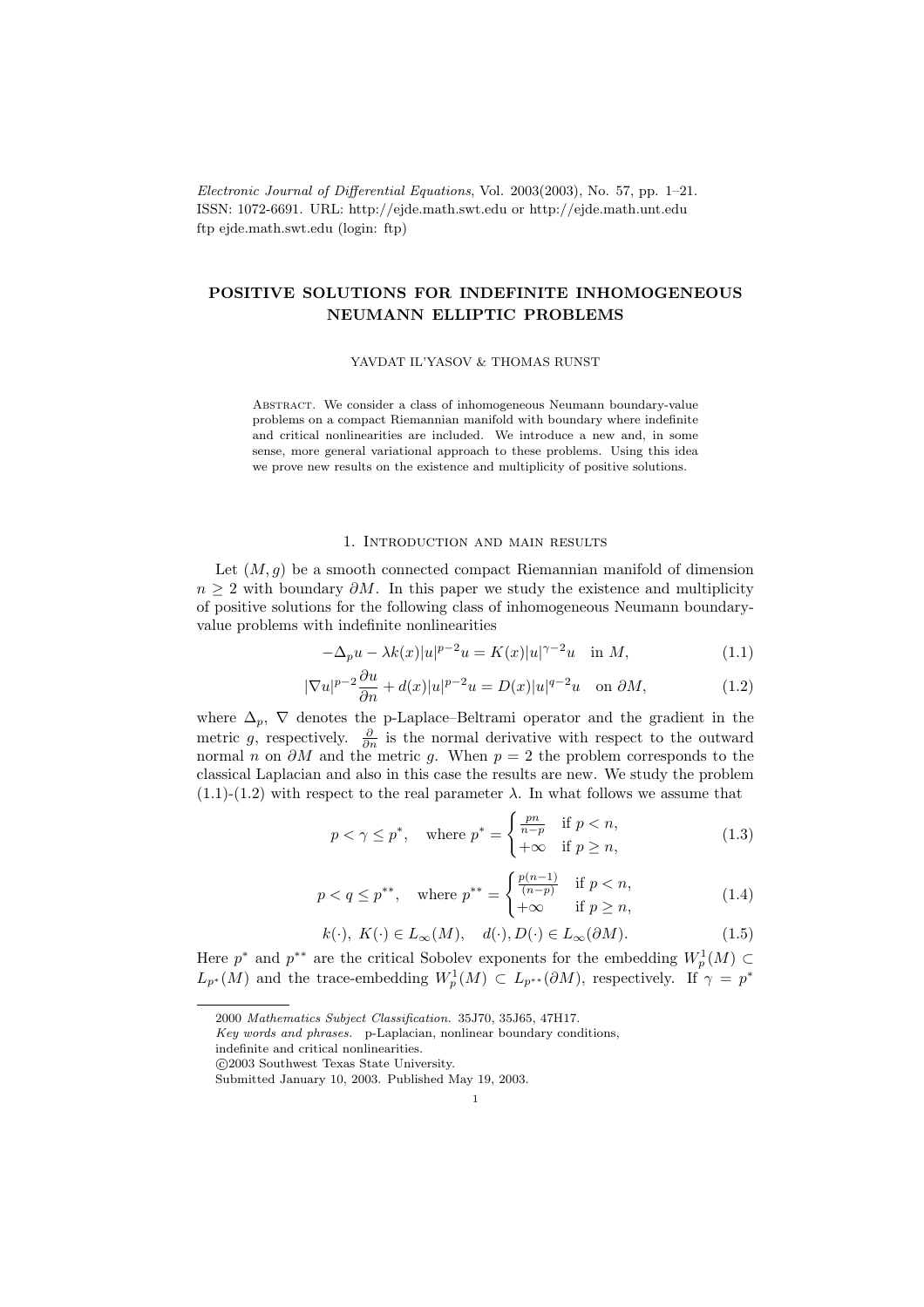*Electronic Journal of Differential Equations*, Vol. 2003(2003), No. 57, pp. 1–21.
ISSN: 1072-6691. URL: http://ejde.math.swt.edu or http://ejde.math.unt.edu
ftp ejde.math.swt.edu (login: ftp)

# POSITIVE SOLUTIONS FOR INDEFINITE INHOMOGENEOUS NEUMANN ELLIPTIC PROBLEMS

YAVDAT IL'YASOV & THOMAS RUNST

Abstract. We consider a class of inhomogeneous Neumann boundary-value problems on a compact Riemannian manifold with boundary where indefinite and critical nonlinearities are included. We introduce a new and, in some sense, more general variational approach to these problems. Using this idea we prove new results on the existence and multiplicity of positive solutions.

## 1. Introduction and main results

Let $(M, g)$ be a smooth connected compact Riemannian manifold of dimension $n \geq 2$ with boundary $\partial M$. In this paper we study the existence and multiplicity of positive solutions for the following class of inhomogeneous Neumann boundary-value problems with indefinite nonlinearities

$$-\Delta_p u - \lambda k(x)|u|^{p-2}u = K(x)|u|^{\gamma-2}u \quad \text{in } M, \tag{1.1}$$

$$|\nabla u|^{p-2}\frac{\partial u}{\partial n} + d(x)|u|^{p-2}u = D(x)|u|^{q-2}u \quad \text{on } \partial M, \tag{1.2}$$

where $\Delta_p$, $\nabla$ denotes the p-Laplace–Beltrami operator and the gradient in the metric $g$, respectively. $\frac{\partial}{\partial n}$ is the normal derivative with respect to the outward normal $n$ on $\partial M$ and the metric $g$. When $p = 2$ the problem corresponds to the classical Laplacian and also in this case the results are new. We study the problem (1.1)-(1.2) with respect to the real parameter $\lambda$. In what follows we assume that

$$p < \gamma \leq p^*, \quad \text{where } p^* = \begin{cases} \frac{pn}{n-p} & \text{if } p < n, \\ +\infty & \text{if } p \geq n, \end{cases} \tag{1.3}$$

$$p < q \leq p^{**}, \quad \text{where } p^{**} = \begin{cases} \frac{p(n-1)}{(n-p)} & \text{if } p < n, \\ +\infty & \text{if } p \geq n, \end{cases} \tag{1.4}$$

$$k(\cdot),\ K(\cdot) \in L_\infty(M), \quad d(\cdot), D(\cdot) \in L_\infty(\partial M). \tag{1.5}$$

Here $p^*$ and $p^{**}$ are the critical Sobolev exponents for the embedding $W_p^1(M) \subset L_{p^*}(M)$ and the trace-embedding $W_p^1(M) \subset L_{p^{**}}(\partial M)$, respectively. If $\gamma = p^*$

2000 *Mathematics Subject Classification.* 35J70, 35J65, 47H17.
*Key words and phrases.* p-Laplacian, nonlinear boundary conditions, indefinite and critical nonlinearities.
©2003 Southwest Texas State University.
Submitted January 10, 2003. Published May 19, 2003.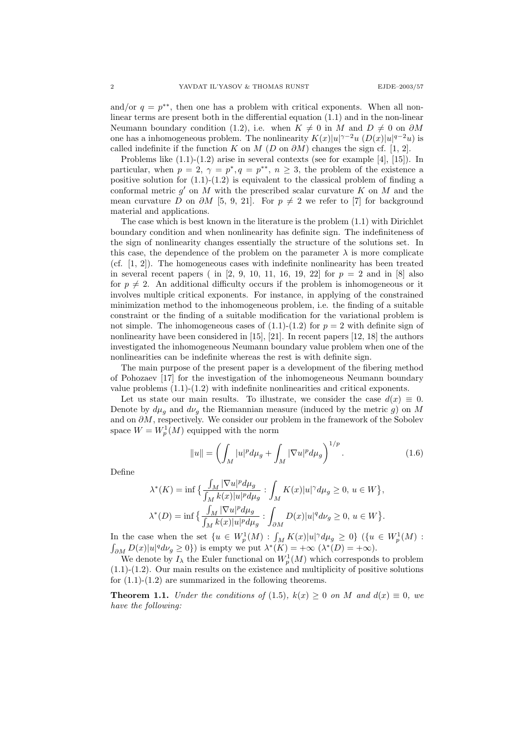and/or $q = p^{**}$, then one has a problem with critical exponents. When all non-linear terms are present both in the differential equation (1.1) and in the non-linear Neumann boundary condition (1.2), i.e. when $K \neq 0$ in $M$ and $D \neq 0$ on $\partial M$ one has a inhomogeneous problem. The nonlinearity $K(x)|u|^{\gamma-2}u$ ($D(x)|u|^{q-2}u$) is called indefinite if the function $K$ on $M$ ($D$ on $\partial M$) changes the sign cf. [1, 2].

Problems like (1.1)-(1.2) arise in several contexts (see for example [4], [15]). In particular, when $p = 2$, $\gamma = p^*, q = p^{**}$, $n \geq 3$, the problem of the existence a positive solution for (1.1)-(1.2) is equivalent to the classical problem of finding a conformal metric $g'$ on $M$ with the prescribed scalar curvature $K$ on $M$ and the mean curvature $D$ on $\partial M$ [5, 9, 21]. For $p \neq 2$ we refer to [7] for background material and applications.

The case which is best known in the literature is the problem (1.1) with Dirichlet boundary condition and when nonlinearity has definite sign. The indefiniteness of the sign of nonlinearity changes essentially the structure of the solutions set. In this case, the dependence of the problem on the parameter $\lambda$ is more complicate (cf. [1, 2]). The homogeneous cases with indefinite nonlinearity has been treated in several recent papers ( in [2, 9, 10, 11, 16, 19, 22] for $p = 2$ and in [8] also for $p \neq 2$. An additional difficulty occurs if the problem is inhomogeneous or it involves multiple critical exponents. For instance, in applying of the constrained minimization method to the inhomogeneous problem, i.e. the finding of a suitable constraint or the finding of a suitable modification for the variational problem is not simple. The inhomogeneous cases of (1.1)-(1.2) for $p = 2$ with definite sign of nonlinearity have been considered in [15], [21]. In recent papers [12, 18] the authors investigated the inhomogeneous Neumann boundary value problem when one of the nonlinearities can be indefinite whereas the rest is with definite sign.

The main purpose of the present paper is a development of the fibering method of Pohozaev [17] for the investigation of the inhomogeneous Neumann boundary value problems (1.1)-(1.2) with indefinite nonlinearities and critical exponents.

Let us state our main results. To illustrate, we consider the case $d(x) \equiv 0$. Denote by $d\mu_g$ and $d\nu_g$ the Riemannian measure (induced by the metric $g$) on $M$ and on $\partial M$, respectively. We consider our problem in the framework of the Sobolev space $W = W_p^1(M)$ equipped with the norm

$$\|u\| = \left( \int_M |u|^p d\mu_g + \int_M |\nabla u|^p d\mu_g \right)^{1/p}. \tag{1.6}$$

Define

$$\lambda^*(K) = \inf \Big\{ \frac{\int_M |\nabla u|^p d\mu_g}{\int_M k(x)|u|^p d\mu_g} : \int_M K(x)|u|^\gamma d\mu_g \geq 0,\ u \in W \Big\},$$

$$\lambda^*(D) = \inf \Big\{ \frac{\int_M |\nabla u|^p d\mu_g}{\int_M k(x)|u|^p d\mu_g} : \int_{\partial M} D(x)|u|^q d\nu_g \geq 0,\ u \in W \Big\}.$$

In the case when the set $\{u \in W_p^1(M) : \int_M K(x)|u|^\gamma d\mu_g \geq 0\}$ ($\{u \in W_p^1(M) : \int_{\partial M} D(x)|u|^q d\nu_g \geq 0\}$) is empty we put $\lambda^*(K) = +\infty$ ($\lambda^*(D) = +\infty$).

We denote by $I_\lambda$ the Euler functional on $W_p^1(M)$ which corresponds to problem (1.1)-(1.2). Our main results on the existence and multiplicity of positive solutions for (1.1)-(1.2) are summarized in the following theorems.

**Theorem 1.1.** *Under the conditions of* (1.5), $k(x) \geq 0$ *on* $M$ *and* $d(x) \equiv 0$, *we have the following:*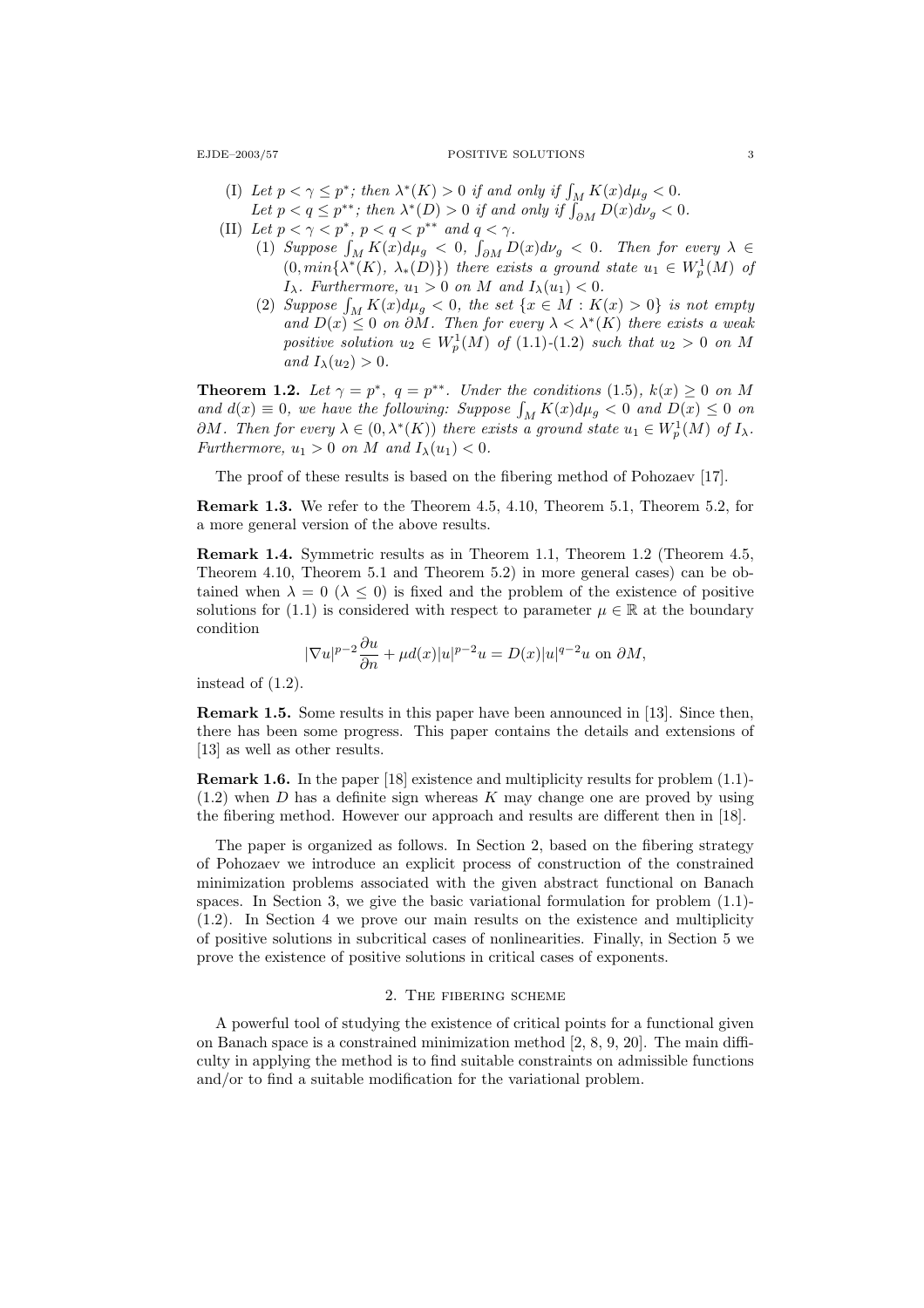(I) *Let $p < \gamma \le p^*$; then $\lambda^*(K) > 0$ if and only if $\int_M K(x)d\mu_g < 0$.*
*Let $p < q \le p^{**}$; then $\lambda^*(D) > 0$ if and only if $\int_{\partial M} D(x)d\nu_g < 0$.*

(II) *Let $p < \gamma < p^*$, $p < q < p^{**}$ and $q < \gamma$.*

(1) *Suppose $\int_M K(x)d\mu_g < 0$, $\int_{\partial M} D(x)d\nu_g < 0$. Then for every $\lambda \in (0, min\{\lambda^*(K),\ \lambda_*(D)\})$ there exists a ground state $u_1 \in W_p^1(M)$ of $I_\lambda$. Furthermore, $u_1 > 0$ on $M$ and $I_\lambda(u_1) < 0$.*

(2) *Suppose $\int_M K(x)d\mu_g < 0$, the set $\{x \in M : K(x) > 0\}$ is not empty and $D(x) \le 0$ on $\partial M$. Then for every $\lambda < \lambda^*(K)$ there exists a weak positive solution $u_2 \in W_p^1(M)$ of (1.1)-(1.2) such that $u_2 > 0$ on $M$ and $I_\lambda(u_2) > 0$.*

**Theorem 1.2.** *Let $\gamma = p^*$, $q = p^{**}$. Under the conditions (1.5), $k(x) \ge 0$ on $M$ and $d(x) \equiv 0$, we have the following: Suppose $\int_M K(x)d\mu_g < 0$ and $D(x) \le 0$ on $\partial M$. Then for every $\lambda \in (0, \lambda^*(K))$ there exists a ground state $u_1 \in W_p^1(M)$ of $I_\lambda$. Furthermore, $u_1 > 0$ on $M$ and $I_\lambda(u_1) < 0$.*

The proof of these results is based on the fibering method of Pohozaev [17].

**Remark 1.3.** We refer to the Theorem 4.5, 4.10, Theorem 5.1, Theorem 5.2, for a more general version of the above results.

**Remark 1.4.** Symmetric results as in Theorem 1.1, Theorem 1.2 (Theorem 4.5, Theorem 4.10, Theorem 5.1 and Theorem 5.2) in more general cases) can be obtained when $\lambda = 0$ ($\lambda \le 0$) is fixed and the problem of the existence of positive solutions for (1.1) is considered with respect to parameter $\mu \in \mathbb{R}$ at the boundary condition

$$|\nabla u|^{p-2}\frac{\partial u}{\partial n} + \mu d(x)|u|^{p-2}u = D(x)|u|^{q-2}u \text{ on } \partial M,$$

instead of (1.2).

**Remark 1.5.** Some results in this paper have been announced in [13]. Since then, there has been some progress. This paper contains the details and extensions of [13] as well as other results.

**Remark 1.6.** In the paper [18] existence and multiplicity results for problem (1.1)-(1.2) when $D$ has a definite sign whereas $K$ may change one are proved by using the fibering method. However our approach and results are different then in [18].

The paper is organized as follows. In Section 2, based on the fibering strategy of Pohozaev we introduce an explicit process of construction of the constrained minimization problems associated with the given abstract functional on Banach spaces. In Section 3, we give the basic variational formulation for problem (1.1)-(1.2). In Section 4 we prove our main results on the existence and multiplicity of positive solutions in subcritical cases of nonlinearities. Finally, in Section 5 we prove the existence of positive solutions in critical cases of exponents.

## 2. The fibering scheme

A powerful tool of studying the existence of critical points for a functional given on Banach space is a constrained minimization method [2, 8, 9, 20]. The main difficulty in applying the method is to find suitable constraints on admissible functions and/or to find a suitable modification for the variational problem.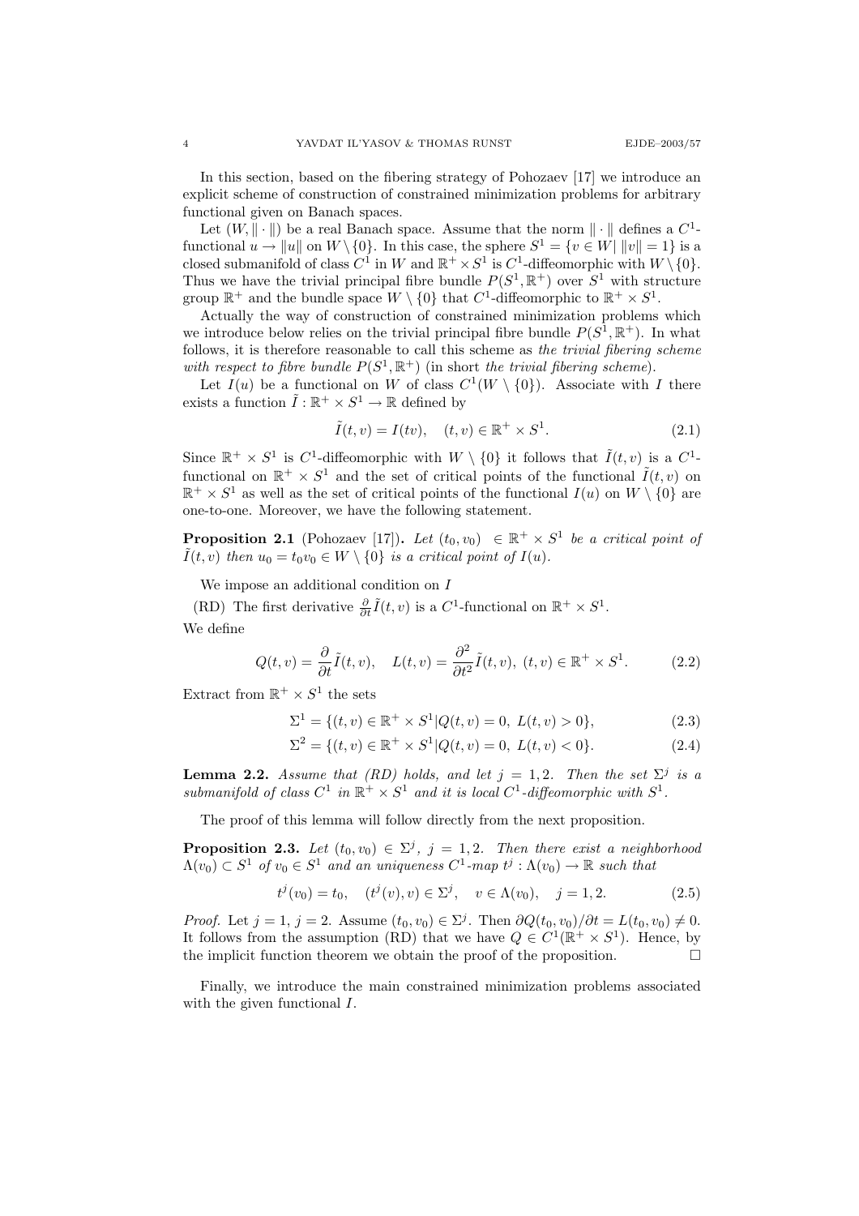In this section, based on the fibering strategy of Pohozaev [17] we introduce an explicit scheme of construction of constrained minimization problems for arbitrary functional given on Banach spaces.

Let $(W, \|\cdot\|)$ be a real Banach space. Assume that the norm $\|\cdot\|$ defines a $C^1$-functional $u \to \|u\|$ on $W \setminus \{0\}$. In this case, the sphere $S^1 = \{v \in W | \; \|v\| = 1\}$ is a closed submanifold of class $C^1$ in $W$ and $\mathbb{R}^+ \times S^1$ is $C^1$-diffeomorphic with $W \setminus \{0\}$. Thus we have the trivial principal fibre bundle $P(S^1, \mathbb{R}^+)$ over $S^1$ with structure group $\mathbb{R}^+$ and the bundle space $W \setminus \{0\}$ that $C^1$-diffeomorphic to $\mathbb{R}^+ \times S^1$.

Actually the way of construction of constrained minimization problems which we introduce below relies on the trivial principal fibre bundle $P(S^1, \mathbb{R}^+)$. In what follows, it is therefore reasonable to call this scheme as *the trivial fibering scheme with respect to fibre bundle* $P(S^1, \mathbb{R}^+)$ (in short *the trivial fibering scheme*).

Let $I(u)$ be a functional on $W$ of class $C^1(W \setminus \{0\})$. Associate with $I$ there exists a function $\tilde{I} : \mathbb{R}^+ \times S^1 \to \mathbb{R}$ defined by

$$\tilde{I}(t, v) = I(tv), \quad (t, v) \in \mathbb{R}^+ \times S^1. \tag{2.1}$$

Since $\mathbb{R}^+ \times S^1$ is $C^1$-diffeomorphic with $W \setminus \{0\}$ it follows that $\tilde{I}(t, v)$ is a $C^1$-functional on $\mathbb{R}^+ \times S^1$ and the set of critical points of the functional $\tilde{I}(t, v)$ on $\mathbb{R}^+ \times S^1$ as well as the set of critical points of the functional $I(u)$ on $W \setminus \{0\}$ are one-to-one. Moreover, we have the following statement.

**Proposition 2.1** (Pohozaev [17]). *Let $(t_0, v_0) \in \mathbb{R}^+ \times S^1$ be a critical point of $\tilde{I}(t, v)$ then $u_0 = t_0 v_0 \in W \setminus \{0\}$ is a critical point of $I(u)$.*

We impose an additional condition on $I$

(RD) The first derivative $\frac{\partial}{\partial t}\tilde{I}(t, v)$ is a $C^1$-functional on $\mathbb{R}^+ \times S^1$.

We define

$$Q(t, v) = \frac{\partial}{\partial t}\tilde{I}(t, v), \quad L(t, v) = \frac{\partial^2}{\partial t^2}\tilde{I}(t, v), \; (t, v) \in \mathbb{R}^+ \times S^1. \tag{2.2}$$

Extract from $\mathbb{R}^+ \times S^1$ the sets

$$\Sigma^1 = \{(t, v) \in \mathbb{R}^+ \times S^1 | Q(t, v) = 0, \; L(t, v) > 0\}, \tag{2.3}$$

$$\Sigma^2 = \{(t, v) \in \mathbb{R}^+ \times S^1 | Q(t, v) = 0, \; L(t, v) < 0\}. \tag{2.4}$$

**Lemma 2.2.** *Assume that (RD) holds, and let $j = 1, 2$. Then the set $\Sigma^j$ is a submanifold of class $C^1$ in $\mathbb{R}^+ \times S^1$ and it is local $C^1$-diffeomorphic with $S^1$.*

The proof of this lemma will follow directly from the next proposition.

**Proposition 2.3.** *Let $(t_0, v_0) \in \Sigma^j$, $j = 1, 2$. Then there exist a neighborhood $\Lambda(v_0) \subset S^1$ of $v_0 \in S^1$ and an uniqueness $C^1$-map $t^j : \Lambda(v_0) \to \mathbb{R}$ such that*

$$t^j(v_0) = t_0, \quad (t^j(v), v) \in \Sigma^j, \quad v \in \Lambda(v_0), \quad j = 1, 2. \tag{2.5}$$

*Proof.* Let $j = 1$, $j = 2$. Assume $(t_0, v_0) \in \Sigma^j$. Then $\partial Q(t_0, v_0)/\partial t = L(t_0, v_0) \neq 0$. It follows from the assumption (RD) that we have $Q \in C^1(\mathbb{R}^+ \times S^1)$. Hence, by the implicit function theorem we obtain the proof of the proposition. $\square$

Finally, we introduce the main constrained minimization problems associated with the given functional $I$.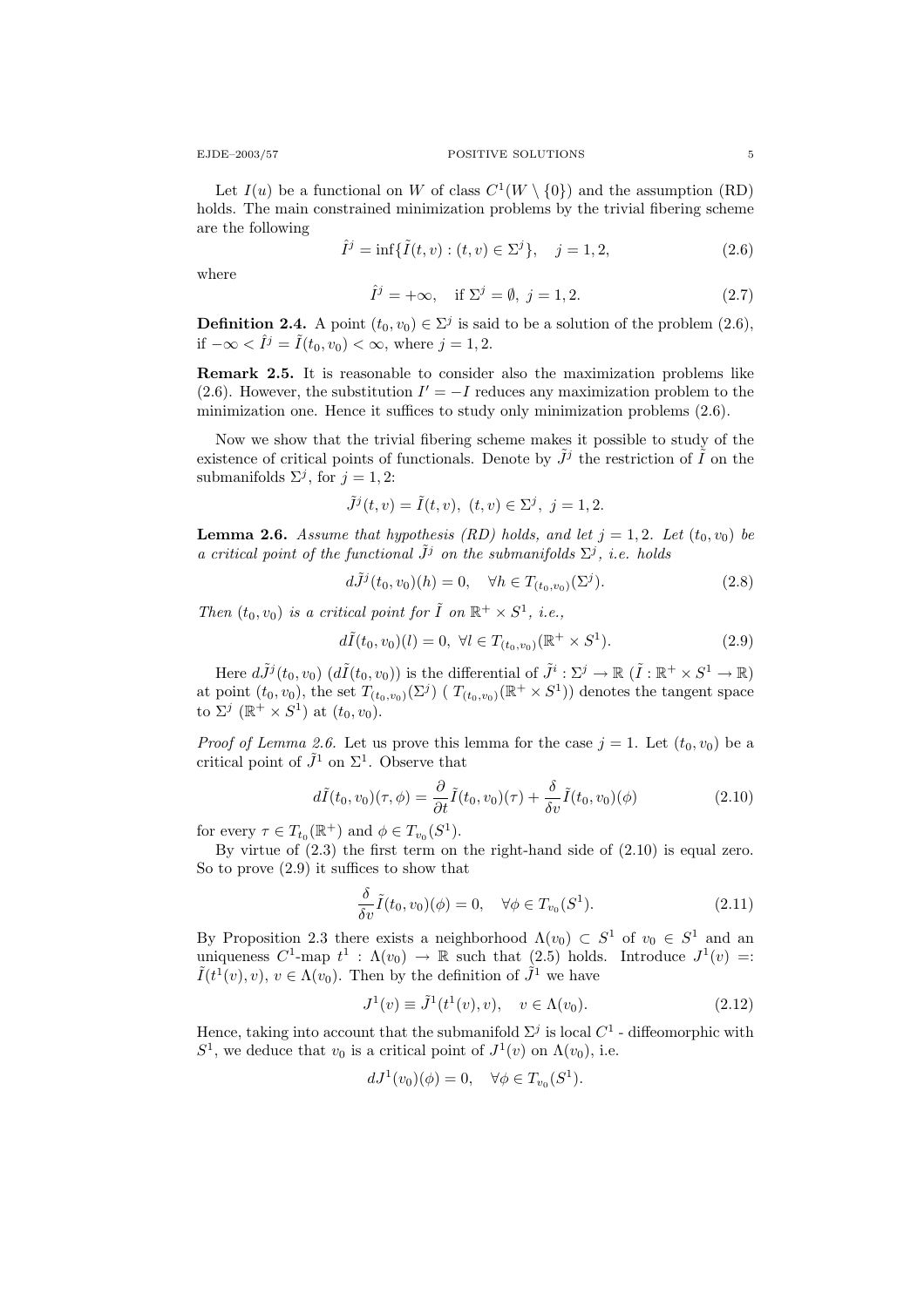Let $I(u)$ be a functional on $W$ of class $C^1(W \setminus \{0\})$ and the assumption (RD) holds. The main constrained minimization problems by the trivial fibering scheme are the following

$$\hat{I}^j = \inf\{\tilde{I}(t,v) : (t,v) \in \Sigma^j\}, \quad j = 1,2, \tag{2.6}$$

where

$$\hat{I}^j = +\infty, \quad \text{if } \Sigma^j = \emptyset, \ j = 1,2. \tag{2.7}$$

**Definition 2.4.** A point $(t_0, v_0) \in \Sigma^j$ is said to be a solution of the problem (2.6), if $-\infty < \hat{I}^j = \tilde{I}(t_0, v_0) < \infty$, where $j = 1,2$.

**Remark 2.5.** It is reasonable to consider also the maximization problems like (2.6). However, the substitution $I' = -I$ reduces any maximization problem to the minimization one. Hence it suffices to study only minimization problems (2.6).

Now we show that the trivial fibering scheme makes it possible to study of the existence of critical points of functionals. Denote by $\tilde{J}^j$ the restriction of $\tilde{I}$ on the submanifolds $\Sigma^j$, for $j = 1,2$:

$$\tilde{J}^j(t,v) = \tilde{I}(t,v), \ (t,v) \in \Sigma^j, \ j = 1,2.$$

**Lemma 2.6.** *Assume that hypothesis (RD) holds, and let $j = 1,2$. Let $(t_0, v_0)$ be a critical point of the functional $\tilde{J}^j$ on the submanifolds $\Sigma^j$, i.e. holds*

$$d\tilde{J}^j(t_0, v_0)(h) = 0, \quad \forall h \in T_{(t_0,v_0)}(\Sigma^j). \tag{2.8}$$

*Then $(t_0, v_0)$ is a critical point for $\tilde{I}$ on $\mathbb{R}^+ \times S^1$, i.e.,*

$$d\tilde{I}(t_0, v_0)(l) = 0, \ \forall l \in T_{(t_0,v_0)}(\mathbb{R}^+ \times S^1). \tag{2.9}$$

Here $d\tilde{J}^j(t_0, v_0)$ ($d\tilde{I}(t_0, v_0)$) is the differential of $\tilde{J}^i : \Sigma^j \to \mathbb{R}$ ($\tilde{I} : \mathbb{R}^+ \times S^1 \to \mathbb{R}$) at point $(t_0, v_0)$, the set $T_{(t_0,v_0)}(\Sigma^j)$ ( $T_{(t_0,v_0)}(\mathbb{R}^+ \times S^1)$) denotes the tangent space to $\Sigma^j$ ($\mathbb{R}^+ \times S^1$) at $(t_0, v_0)$.

*Proof of Lemma 2.6.* Let us prove this lemma for the case $j = 1$. Let $(t_0, v_0)$ be a critical point of $\tilde{J}^1$ on $\Sigma^1$. Observe that

$$d\tilde{I}(t_0, v_0)(\tau, \phi) = \frac{\partial}{\partial t}\tilde{I}(t_0, v_0)(\tau) + \frac{\delta}{\delta v}\tilde{I}(t_0, v_0)(\phi) \tag{2.10}$$

for every $\tau \in T_{t_0}(\mathbb{R}^+)$ and $\phi \in T_{v_0}(S^1)$.

By virtue of (2.3) the first term on the right-hand side of (2.10) is equal zero. So to prove (2.9) it suffices to show that

$$\frac{\delta}{\delta v}\tilde{I}(t_0, v_0)(\phi) = 0, \quad \forall \phi \in T_{v_0}(S^1). \tag{2.11}$$

By Proposition 2.3 there exists a neighborhood $\Lambda(v_0) \subset S^1$ of $v_0 \in S^1$ and an uniqueness $C^1$-map $t^1 : \Lambda(v_0) \to \mathbb{R}$ such that (2.5) holds. Introduce $J^1(v) =: \tilde{I}(t^1(v), v)$, $v \in \Lambda(v_0)$. Then by the definition of $\tilde{J}^1$ we have

$$J^1(v) \equiv \tilde{J}^1(t^1(v), v), \quad v \in \Lambda(v_0). \tag{2.12}$$

Hence, taking into account that the submanifold $\Sigma^j$ is local $C^1$ - diffeomorphic with $S^1$, we deduce that $v_0$ is a critical point of $J^1(v)$ on $\Lambda(v_0)$, i.e.

$$dJ^1(v_0)(\phi) = 0, \quad \forall \phi \in T_{v_0}(S^1).$$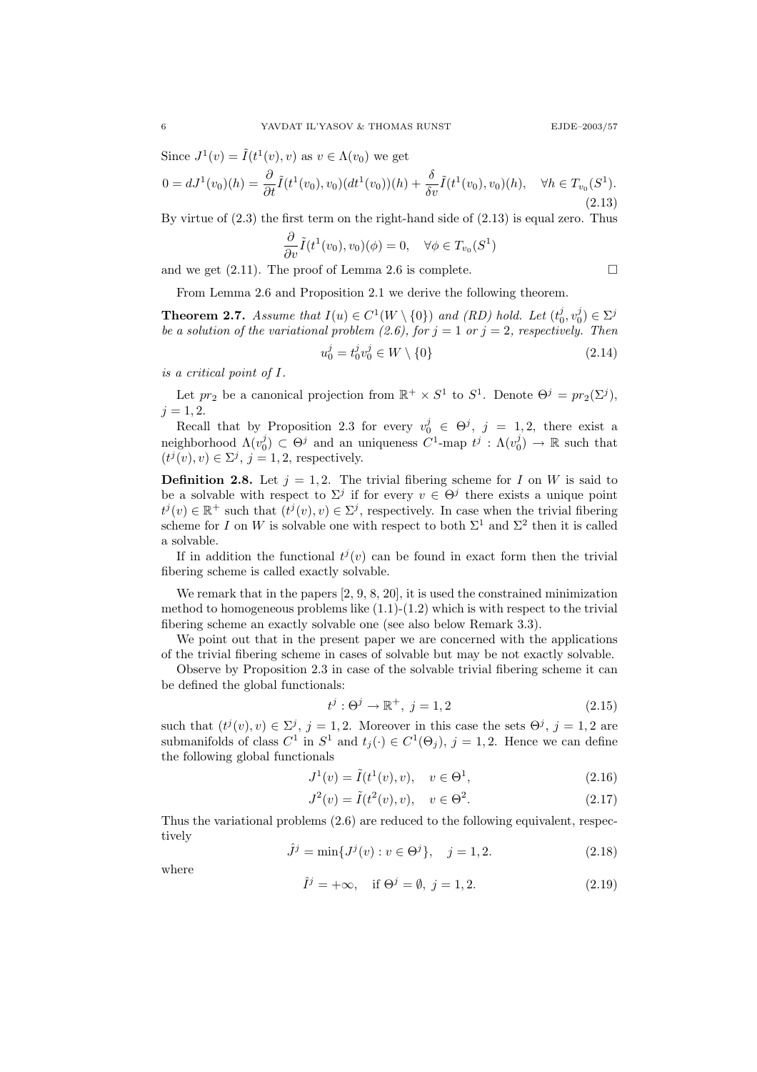Since $J^1(v) = \tilde{I}(t^1(v), v)$ as $v \in \Lambda(v_0)$ we get

$$0 = dJ^1(v_0)(h) = \frac{\partial}{\partial t}\tilde{I}(t^1(v_0), v_0)(dt^1(v_0))(h) + \frac{\delta}{\delta v}\tilde{I}(t^1(v_0), v_0)(h), \quad \forall h \in T_{v_0}(S^1). \tag{2.13}$$

By virtue of (2.3) the first term on the right-hand side of (2.13) is equal zero. Thus

$$\frac{\partial}{\partial v}\tilde{I}(t^1(v_0), v_0)(\phi) = 0, \quad \forall \phi \in T_{v_0}(S^1)$$

and we get (2.11). The proof of Lemma 2.6 is complete. $\square$

From Lemma 2.6 and Proposition 2.1 we derive the following theorem.

**Theorem 2.7.** *Assume that $I(u) \in C^1(W \setminus \{0\})$ and (RD) hold. Let $(t_0^j, v_0^j) \in \Sigma^j$ be a solution of the variational problem (2.6), for $j = 1$ or $j = 2$, respectively. Then*

$$u_0^j = t_0^j v_0^j \in W \setminus \{0\} \tag{2.14}$$

*is a critical point of $I$.*

Let $pr_2$ be a canonical projection from $\mathbb{R}^+ \times S^1$ to $S^1$. Denote $\Theta^j = pr_2(\Sigma^j)$, $j = 1, 2$.

Recall that by Proposition 2.3 for every $v_0^j \in \Theta^j$, $j = 1, 2$, there exist a neighborhood $\Lambda(v_0^j) \subset \Theta^j$ and an uniqueness $C^1$-map $t^j : \Lambda(v_0^j) \to \mathbb{R}$ such that $(t^j(v), v) \in \Sigma^j$, $j = 1, 2$, respectively.

**Definition 2.8.** Let $j = 1, 2$. The trivial fibering scheme for $I$ on $W$ is said to be a solvable with respect to $\Sigma^j$ if for every $v \in \Theta^j$ there exists a unique point $t^j(v) \in \mathbb{R}^+$ such that $(t^j(v), v) \in \Sigma^j$, respectively. In case when the trivial fibering scheme for $I$ on $W$ is solvable one with respect to both $\Sigma^1$ and $\Sigma^2$ then it is called a solvable.

If in addition the functional $t^j(v)$ can be found in exact form then the trivial fibering scheme is called exactly solvable.

We remark that in the papers [2, 9, 8, 20], it is used the constrained minimization method to homogeneous problems like (1.1)-(1.2) which is with respect to the trivial fibering scheme an exactly solvable one (see also below Remark 3.3).

We point out that in the present paper we are concerned with the applications of the trivial fibering scheme in cases of solvable but may be not exactly solvable.

Observe by Proposition 2.3 in case of the solvable trivial fibering scheme it can be defined the global functionals:

$$t^j : \Theta^j \to \mathbb{R}^+, \ j = 1, 2 \tag{2.15}$$

such that $(t^j(v), v) \in \Sigma^j$, $j = 1, 2$. Moreover in this case the sets $\Theta^j$, $j = 1, 2$ are submanifolds of class $C^1$ in $S^1$ and $t_j(\cdot) \in C^1(\Theta_j)$, $j = 1, 2$. Hence we can define the following global functionals

$$J^1(v) = \tilde{I}(t^1(v), v), \quad v \in \Theta^1, \tag{2.16}$$

$$J^2(v) = \tilde{I}(t^2(v), v), \quad v \in \Theta^2. \tag{2.17}$$

Thus the variational problems (2.6) are reduced to the following equivalent, respectively

$$\hat{J}^j = \min\{J^j(v) : v \in \Theta^j\}, \quad j = 1, 2. \tag{2.18}$$

where

$$\hat{I}^j = +\infty, \quad \text{if } \Theta^j = \emptyset, \ j = 1, 2. \tag{2.19}$$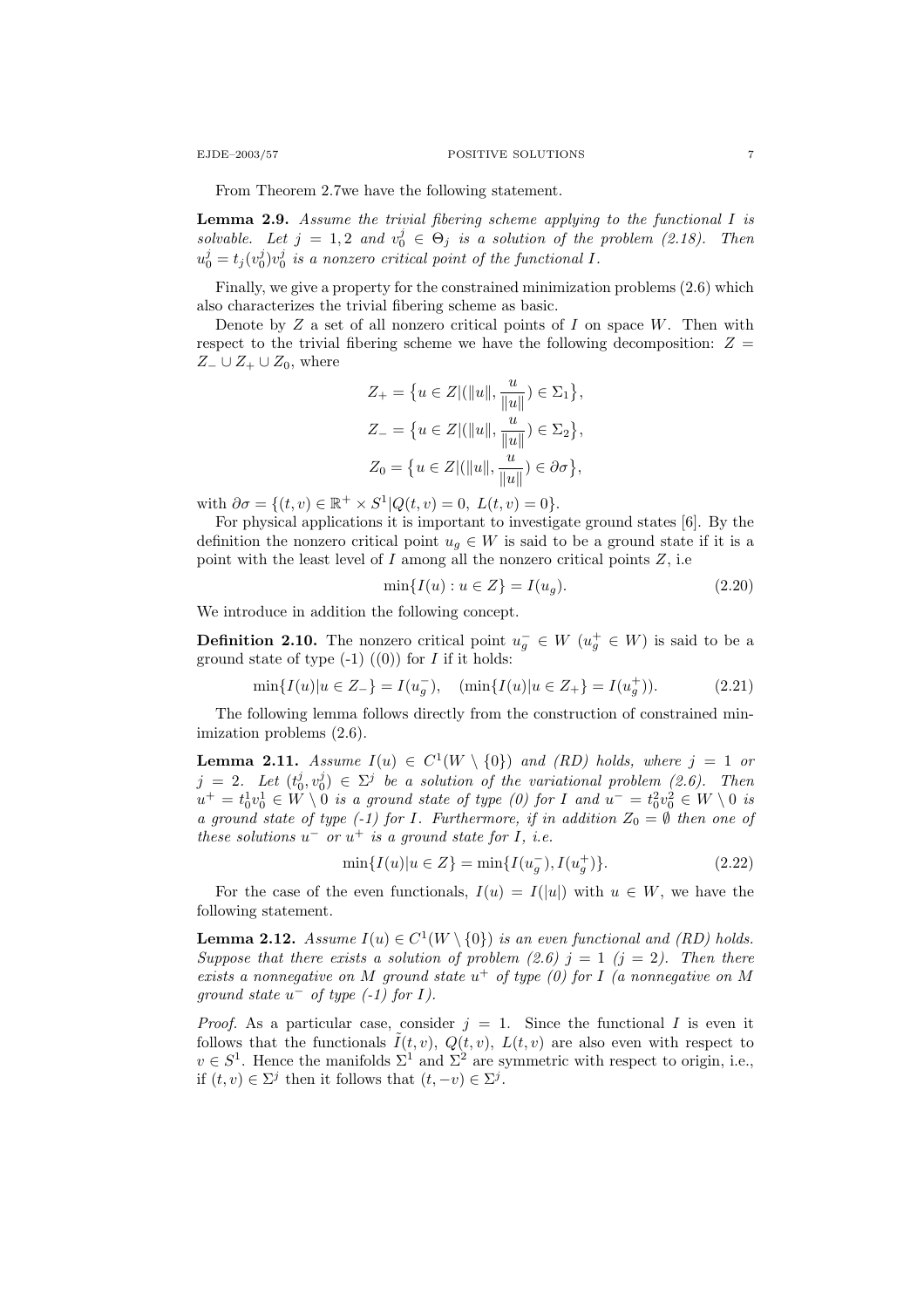From Theorem 2.7we have the following statement.

**Lemma 2.9.** *Assume the trivial fibering scheme applying to the functional $I$ is solvable. Let $j = 1, 2$ and $v_0^j \in \Theta_j$ is a solution of the problem (2.18). Then $u_0^j = t_j(v_0^j)v_0^j$ is a nonzero critical point of the functional $I$.*

Finally, we give a property for the constrained minimization problems (2.6) which also characterizes the trivial fibering scheme as basic.

Denote by $Z$ a set of all nonzero critical points of $I$ on space $W$. Then with respect to the trivial fibering scheme we have the following decomposition: $Z = Z_- \cup Z_+ \cup Z_0$, where

$$
\begin{aligned}
Z_+ &= \big\{u \in Z | (\|u\|, \frac{u}{\|u\|}) \in \Sigma_1\big\},\\
Z_- &= \big\{u \in Z | (\|u\|, \frac{u}{\|u\|}) \in \Sigma_2\big\},\\
Z_0 &= \big\{u \in Z | (\|u\|, \frac{u}{\|u\|}) \in \partial\sigma\big\},
\end{aligned}
$$

with $\partial\sigma = \{(t, v) \in \mathbb{R}^+ \times S^1 | Q(t, v) = 0,\ L(t, v) = 0\}$.

For physical applications it is important to investigate ground states [6]. By the definition the nonzero critical point $u_g \in W$ is said to be a ground state if it is a point with the least level of $I$ among all the nonzero critical points $Z$, i.e

$$
\min\{I(u) : u \in Z\} = I(u_g). \tag{2.20}
$$

We introduce in addition the following concept.

**Definition 2.10.** The nonzero critical point $u_g^- \in W$ ($u_g^+ \in W$) is said to be a ground state of type (-1) ((0)) for $I$ if it holds:

$$
\min\{I(u) | u \in Z_-\} = I(u_g^-), \quad (\min\{I(u) | u \in Z_+\} = I(u_g^+)). \tag{2.21}
$$

The following lemma follows directly from the construction of constrained minimization problems (2.6).

**Lemma 2.11.** *Assume $I(u) \in C^1(W \setminus \{0\})$ and (RD) holds, where $j = 1$ or $j = 2$. Let $(t_0^j, v_0^j) \in \Sigma^j$ be a solution of the variational problem (2.6). Then $u^+ = t_0^1 v_0^1 \in W \setminus 0$ is a ground state of type (0) for $I$ and $u^- = t_0^2 v_0^2 \in W \setminus 0$ is a ground state of type (-1) for $I$. Furthermore, if in addition $Z_0 = \emptyset$ then one of these solutions $u^-$ or $u^+$ is a ground state for $I$, i.e.*

$$
\min\{I(u) | u \in Z\} = \min\{I(u_g^-), I(u_g^+)\}. \tag{2.22}
$$

For the case of the even functionals, $I(u) = I(|u|)$ with $u \in W$, we have the following statement.

**Lemma 2.12.** *Assume $I(u) \in C^1(W \setminus \{0\})$ is an even functional and (RD) holds. Suppose that there exists a solution of problem (2.6) $j = 1$ ($j = 2$). Then there exists a nonnegative on $M$ ground state $u^+$ of type (0) for $I$ (a nonnegative on $M$ ground state $u^-$ of type (-1) for $I$).*

*Proof.* As a particular case, consider $j = 1$. Since the functional $I$ is even it follows that the functionals $\tilde{I}(t, v)$, $Q(t, v)$, $L(t, v)$ are also even with respect to $v \in S^1$. Hence the manifolds $\Sigma^1$ and $\Sigma^2$ are symmetric with respect to origin, i.e., if $(t, v) \in \Sigma^j$ then it follows that $(t, -v) \in \Sigma^j$.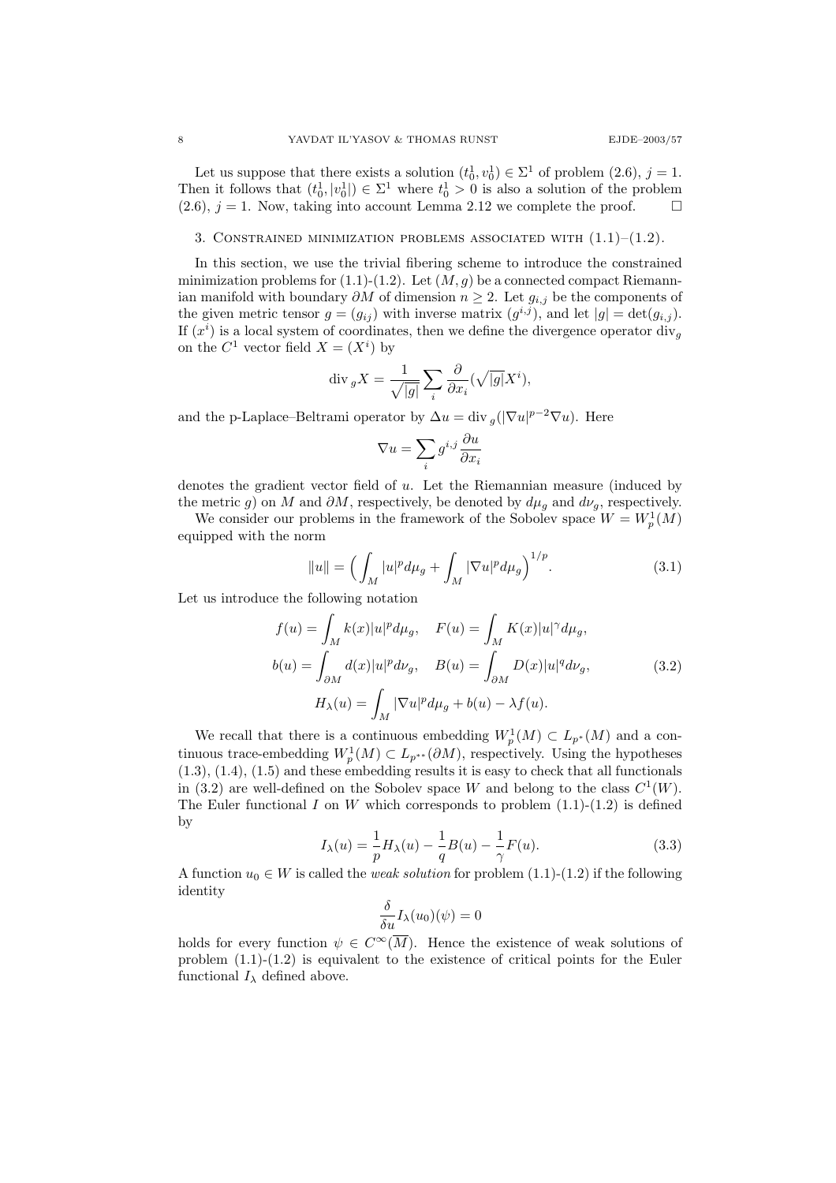Let us suppose that there exists a solution $(t_0^1, v_0^1) \in \Sigma^1$ of problem (2.6), $j = 1$. Then it follows that $(t_0^1, |v_0^1|) \in \Sigma^1$ where $t_0^1 > 0$ is also a solution of the problem (2.6), $j = 1$. Now, taking into account Lemma 2.12 we complete the proof. $\square$

## 3. Constrained minimization problems associated with (1.1)–(1.2).

In this section, we use the trivial fibering scheme to introduce the constrained minimization problems for (1.1)-(1.2). Let $(M, g)$ be a connected compact Riemannian manifold with boundary $\partial M$ of dimension $n \geq 2$. Let $g_{i,j}$ be the components of the given metric tensor $g = (g_{ij})$ with inverse matrix $(g^{i,j})$, and let $|g| = \det(g_{i,j})$. If $(x^i)$ is a local system of coordinates, then we define the divergence operator $\operatorname{div}_g$ on the $C^1$ vector field $X = (X^i)$ by

$$\operatorname{div}_g X = \frac{1}{\sqrt{|g|}} \sum_i \frac{\partial}{\partial x_i} (\sqrt{|g|} X^i),$$

and the p-Laplace–Beltrami operator by $\Delta u = \operatorname{div}_g(|\nabla u|^{p-2} \nabla u)$. Here

$$\nabla u = \sum_i g^{i,j} \frac{\partial u}{\partial x_i}$$

denotes the gradient vector field of $u$. Let the Riemannian measure (induced by the metric $g$) on $M$ and $\partial M$, respectively, be denoted by $d\mu_g$ and $d\nu_g$, respectively.

We consider our problems in the framework of the Sobolev space $W = W_p^1(M)$ equipped with the norm

$$\|u\| = \Big( \int_M |u|^p d\mu_g + \int_M |\nabla u|^p d\mu_g \Big)^{1/p}. \tag{3.1}$$

Let us introduce the following notation

$$\begin{gathered} f(u) = \int_M k(x) |u|^p d\mu_g, \quad F(u) = \int_M K(x) |u|^\gamma d\mu_g, \\ b(u) = \int_{\partial M} d(x) |u|^p d\nu_g, \quad B(u) = \int_{\partial M} D(x) |u|^q d\nu_g, \\ H_\lambda(u) = \int_M |\nabla u|^p d\mu_g + b(u) - \lambda f(u). \end{gathered} \tag{3.2}$$

We recall that there is a continuous embedding $W_p^1(M) \subset L_{p^*}(M)$ and a continuous trace-embedding $W_p^1(M) \subset L_{p^{**}}(\partial M)$, respectively. Using the hypotheses (1.3), (1.4), (1.5) and these embedding results it is easy to check that all functionals in (3.2) are well-defined on the Sobolev space $W$ and belong to the class $C^1(W)$. The Euler functional $I$ on $W$ which corresponds to problem (1.1)-(1.2) is defined by

$$I_\lambda(u) = \frac{1}{p} H_\lambda(u) - \frac{1}{q} B(u) - \frac{1}{\gamma} F(u). \tag{3.3}$$

A function $u_0 \in W$ is called the *weak solution* for problem (1.1)-(1.2) if the following identity

$$\frac{\delta}{\delta u} I_\lambda(u_0)(\psi) = 0$$

holds for every function $\psi \in C^\infty(\overline{M})$. Hence the existence of weak solutions of problem (1.1)-(1.2) is equivalent to the existence of critical points for the Euler functional $I_\lambda$ defined above.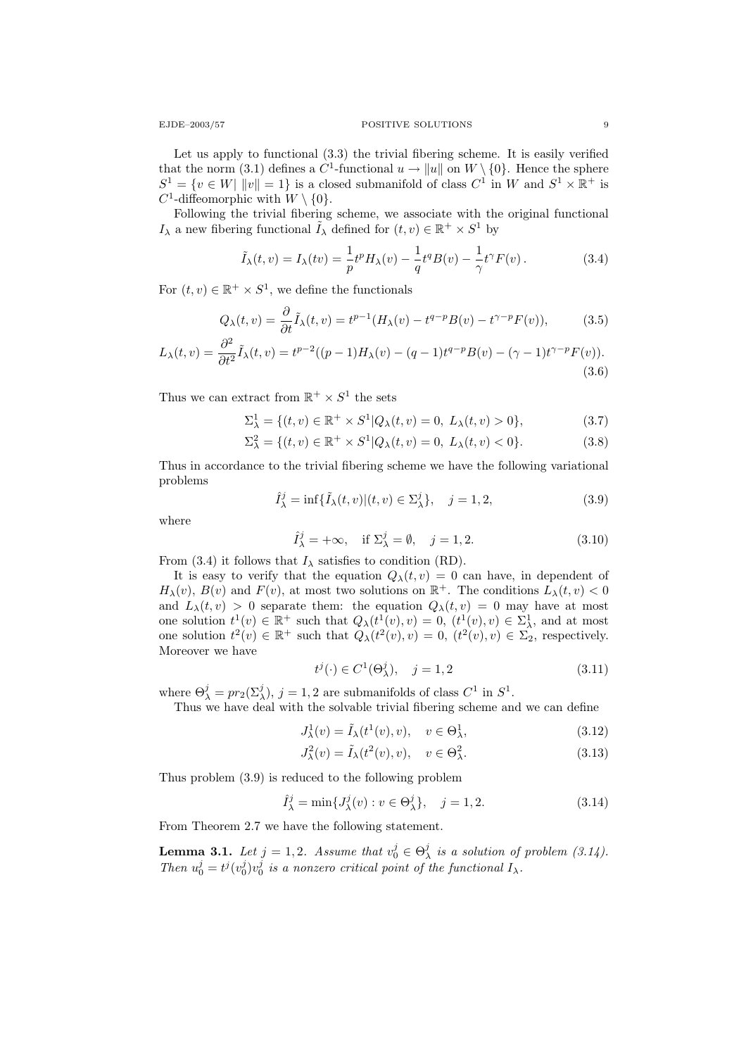Let us apply to functional (3.3) the trivial fibering scheme. It is easily verified that the norm (3.1) defines a $C^1$-functional $u \to \|u\|$ on $W \setminus \{0\}$. Hence the sphere $S^1 = \{v \in W | \; \|v\| = 1\}$ is a closed submanifold of class $C^1$ in $W$ and $S^1 \times \mathbb{R}^+$ is $C^1$-diffeomorphic with $W \setminus \{0\}$.

Following the trivial fibering scheme, we associate with the original functional $I_\lambda$ a new fibering functional $\tilde{I}_\lambda$ defined for $(t, v) \in \mathbb{R}^+ \times S^1$ by

$$\tilde{I}_\lambda(t, v) = I_\lambda(tv) = \frac{1}{p} t^p H_\lambda(v) - \frac{1}{q} t^q B(v) - \frac{1}{\gamma} t^\gamma F(v) \,. \tag{3.4}$$

For $(t, v) \in \mathbb{R}^+ \times S^1$, we define the functionals

$$Q_\lambda(t, v) = \frac{\partial}{\partial t} \tilde{I}_\lambda(t, v) = t^{p-1}(H_\lambda(v) - t^{q-p} B(v) - t^{\gamma - p} F(v)), \tag{3.5}$$

$$L_\lambda(t, v) = \frac{\partial^2}{\partial t^2} \tilde{I}_\lambda(t, v) = t^{p-2}((p-1) H_\lambda(v) - (q-1) t^{q-p} B(v) - (\gamma - 1) t^{\gamma - p} F(v)). \tag{3.6}$$

Thus we can extract from $\mathbb{R}^+ \times S^1$ the sets

$$\Sigma^1_\lambda = \{(t, v) \in \mathbb{R}^+ \times S^1 | Q_\lambda(t, v) = 0, \; L_\lambda(t, v) > 0\}, \tag{3.7}$$

$$\Sigma^2_\lambda = \{(t, v) \in \mathbb{R}^+ \times S^1 | Q_\lambda(t, v) = 0, \; L_\lambda(t, v) < 0\}. \tag{3.8}$$

Thus in accordance to the trivial fibering scheme we have the following variational problems

$$\hat{I}^j_\lambda = \inf\{\tilde{I}_\lambda(t, v) | (t, v) \in \Sigma^j_\lambda\}, \quad j = 1, 2, \tag{3.9}$$

where

$$\hat{I}^j_\lambda = +\infty, \quad \text{if } \Sigma^j_\lambda = \emptyset, \quad j = 1, 2. \tag{3.10}$$

From (3.4) it follows that $I_\lambda$ satisfies to condition (RD).

It is easy to verify that the equation $Q_\lambda(t, v) = 0$ can have, in dependent of $H_\lambda(v)$, $B(v)$ and $F(v)$, at most two solutions on $\mathbb{R}^+$. The conditions $L_\lambda(t, v) < 0$ and $L_\lambda(t, v) > 0$ separate them: the equation $Q_\lambda(t, v) = 0$ may have at most one solution $t^1(v) \in \mathbb{R}^+$ such that $Q_\lambda(t^1(v), v) = 0$, $(t^1(v), v) \in \Sigma^1_\lambda$, and at most one solution $t^2(v) \in \mathbb{R}^+$ such that $Q_\lambda(t^2(v), v) = 0$, $(t^2(v), v) \in \Sigma_2$, respectively. Moreover we have

$$t^j(\cdot) \in C^1(\Theta^j_\lambda), \quad j = 1, 2 \tag{3.11}$$

where $\Theta^j_\lambda = pr_2(\Sigma^j_\lambda)$, $j = 1, 2$ are submanifolds of class $C^1$ in $S^1$.

Thus we have deal with the solvable trivial fibering scheme and we can define

$$J^1_\lambda(v) = \tilde{I}_\lambda(t^1(v), v), \quad v \in \Theta^1_\lambda, \tag{3.12}$$

$$J^2_\lambda(v) = \tilde{I}_\lambda(t^2(v), v), \quad v \in \Theta^2_\lambda. \tag{3.13}$$

Thus problem (3.9) is reduced to the following problem

$$\hat{I}^j_\lambda = \min\{J^j_\lambda(v) : v \in \Theta^j_\lambda\}, \quad j = 1, 2. \tag{3.14}$$

From Theorem 2.7 we have the following statement.

**Lemma 3.1.** *Let $j = 1, 2$. Assume that $v^j_0 \in \Theta^j_\lambda$ is a solution of problem (3.14). Then $u^j_0 = t^j(v^j_0) v^j_0$ is a nonzero critical point of the functional $I_\lambda$.*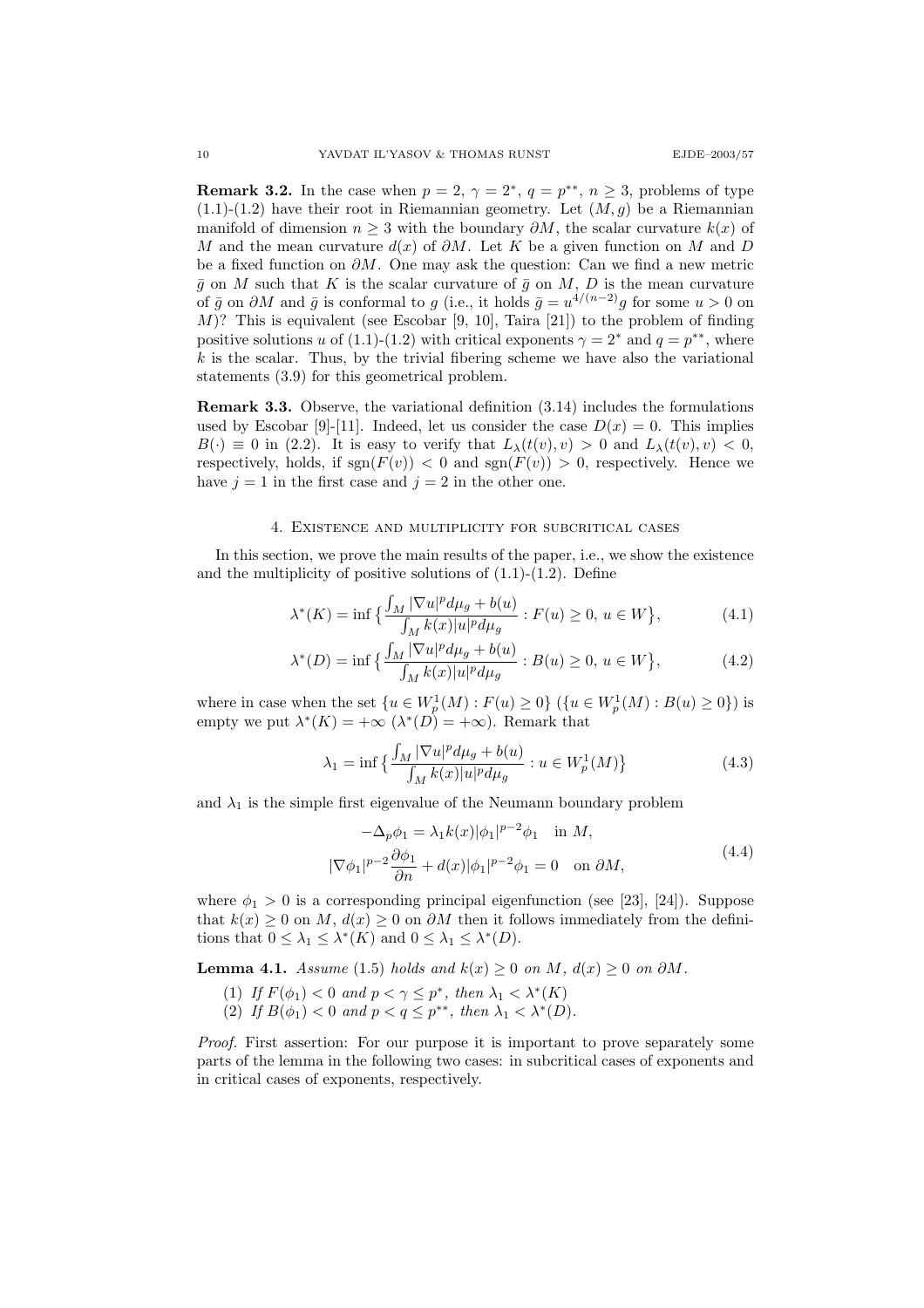**Remark 3.2.** In the case when $p = 2$, $\gamma = 2^*$, $q = p^{**}$, $n \geq 3$, problems of type (1.1)-(1.2) have their root in Riemannian geometry. Let $(M, g)$ be a Riemannian manifold of dimension $n \geq 3$ with the boundary $\partial M$, the scalar curvature $k(x)$ of $M$ and the mean curvature $d(x)$ of $\partial M$. Let $K$ be a given function on $M$ and $D$ be a fixed function on $\partial M$. One may ask the question: Can we find a new metric $\bar{g}$ on $M$ such that $K$ is the scalar curvature of $\bar{g}$ on $M$, $D$ is the mean curvature of $\bar{g}$ on $\partial M$ and $\bar{g}$ is conformal to $g$ (i.e., it holds $\bar{g} = u^{4/(n-2)}g$ for some $u > 0$ on $M$)? This is equivalent (see Escobar [9, 10], Taira [21]) to the problem of finding positive solutions $u$ of (1.1)-(1.2) with critical exponents $\gamma = 2^*$ and $q = p^{**}$, where $k$ is the scalar. Thus, by the trivial fibering scheme we have also the variational statements (3.9) for this geometrical problem.

**Remark 3.3.** Observe, the variational definition (3.14) includes the formulations used by Escobar [9]-[11]. Indeed, let us consider the case $D(x) = 0$. This implies $B(\cdot) \equiv 0$ in (2.2). It is easy to verify that $L_\lambda(t(v), v) > 0$ and $L_\lambda(t(v), v) < 0$, respectively, holds, if $\operatorname{sgn}(F(v)) < 0$ and $\operatorname{sgn}(F(v)) > 0$, respectively. Hence we have $j = 1$ in the first case and $j = 2$ in the other one.

## 4. Existence and multiplicity for subcritical cases

In this section, we prove the main results of the paper, i.e., we show the existence and the multiplicity of positive solutions of (1.1)-(1.2). Define

$$\lambda^*(K) = \inf \big\{ \frac{\int_M |\nabla u|^p d\mu_g + b(u)}{\int_M k(x)|u|^p d\mu_g} : F(u) \geq 0,\ u \in W \big\}, \tag{4.1}$$

$$\lambda^*(D) = \inf \big\{ \frac{\int_M |\nabla u|^p d\mu_g + b(u)}{\int_M k(x)|u|^p d\mu_g} : B(u) \geq 0,\ u \in W \big\}, \tag{4.2}$$

where in case when the set $\{u \in W^1_p(M) : F(u) \geq 0\}$ ($\{u \in W^1_p(M) : B(u) \geq 0\}$) is empty we put $\lambda^*(K) = +\infty$ ($\lambda^*(D) = +\infty$). Remark that

$$\lambda_1 = \inf \big\{ \frac{\int_M |\nabla u|^p d\mu_g + b(u)}{\int_M k(x)|u|^p d\mu_g} : u \in W^1_p(M) \big\} \tag{4.3}$$

and $\lambda_1$ is the simple first eigenvalue of the Neumann boundary problem

$$\begin{gathered} -\Delta_p \phi_1 = \lambda_1 k(x)|\phi_1|^{p-2}\phi_1 \quad \text{in } M, \\ |\nabla \phi_1|^{p-2}\frac{\partial \phi_1}{\partial n} + d(x)|\phi_1|^{p-2}\phi_1 = 0 \quad \text{on } \partial M, \end{gathered} \tag{4.4}$$

where $\phi_1 > 0$ is a corresponding principal eigenfunction (see [23], [24]). Suppose that $k(x) \geq 0$ on $M$, $d(x) \geq 0$ on $\partial M$ then it follows immediately from the definitions that $0 \leq \lambda_1 \leq \lambda^*(K)$ and $0 \leq \lambda_1 \leq \lambda^*(D)$.

**Lemma 4.1.** *Assume* (1.5) *holds and $k(x) \geq 0$ on $M$, $d(x) \geq 0$ on $\partial M$.*

1. *If $F(\phi_1) < 0$ and $p < \gamma \leq p^*$, then $\lambda_1 < \lambda^*(K)$*
2. *If $B(\phi_1) < 0$ and $p < q \leq p^{**}$, then $\lambda_1 < \lambda^*(D)$.*

*Proof.* First assertion: For our purpose it is important to prove separately some parts of the lemma in the following two cases: in subcritical cases of exponents and in critical cases of exponents, respectively.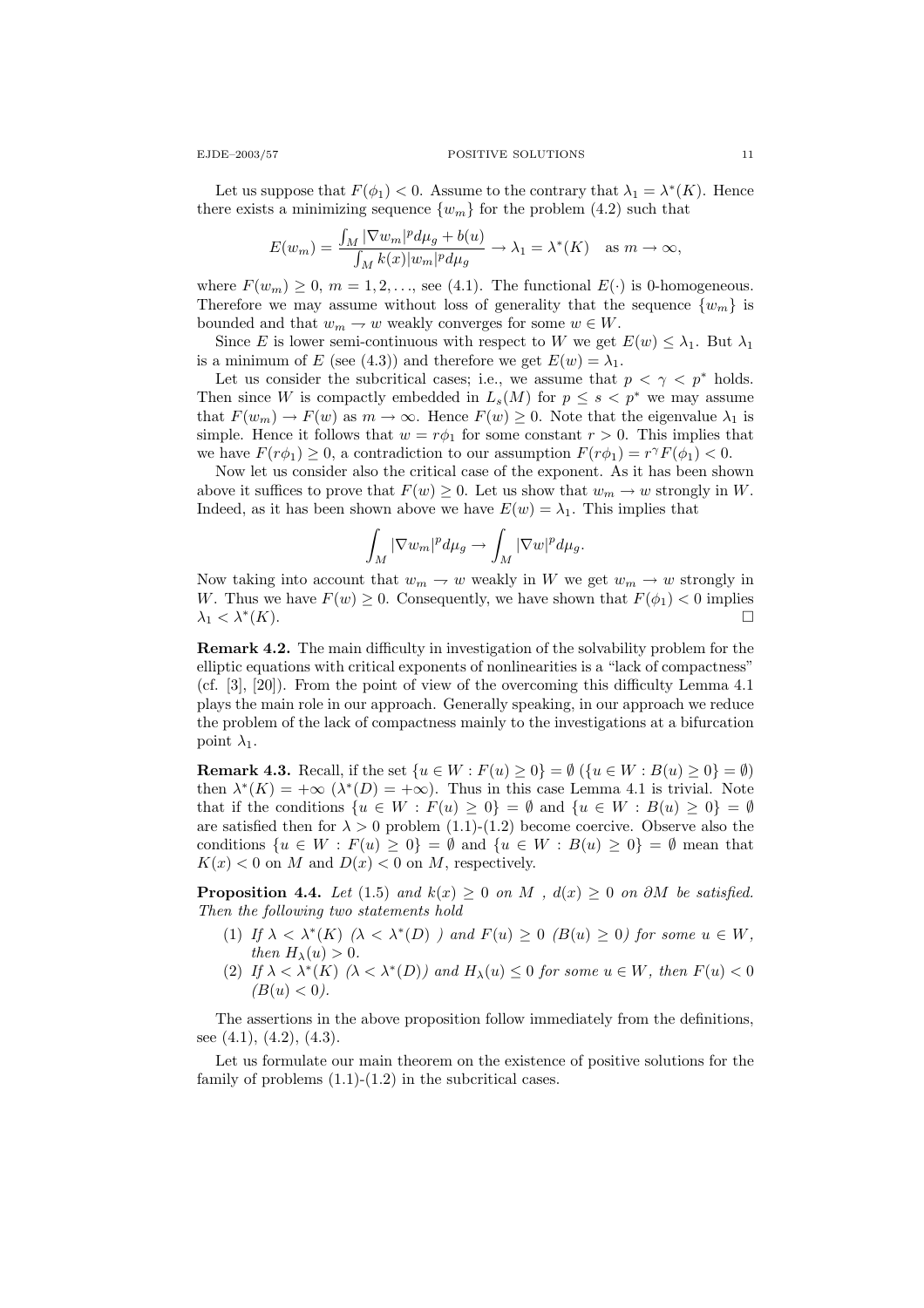Let us suppose that $F(\phi_1) < 0$. Assume to the contrary that $\lambda_1 = \lambda^*(K)$. Hence there exists a minimizing sequence $\{w_m\}$ for the problem (4.2) such that

$$E(w_m) = \frac{\int_M |\nabla w_m|^p d\mu_g + b(u)}{\int_M k(x)|w_m|^p d\mu_g} \to \lambda_1 = \lambda^*(K) \quad \text{as } m \to \infty,$$

where $F(w_m) \geq 0$, $m = 1, 2, \ldots$, see (4.1). The functional $E(\cdot)$ is 0-homogeneous. Therefore we may assume without loss of generality that the sequence $\{w_m\}$ is bounded and that $w_m \rightharpoonup w$ weakly converges for some $w \in W$.

Since $E$ is lower semi-continuous with respect to $W$ we get $E(w) \leq \lambda_1$. But $\lambda_1$ is a minimum of $E$ (see (4.3)) and therefore we get $E(w) = \lambda_1$.

Let us consider the subcritical cases; i.e., we assume that $p < \gamma < p^*$ holds. Then since $W$ is compactly embedded in $L_s(M)$ for $p \leq s < p^*$ we may assume that $F(w_m) \to F(w)$ as $m \to \infty$. Hence $F(w) \geq 0$. Note that the eigenvalue $\lambda_1$ is simple. Hence it follows that $w = r\phi_1$ for some constant $r > 0$. This implies that we have $F(r\phi_1) \geq 0$, a contradiction to our assumption $F(r\phi_1) = r^\gamma F(\phi_1) < 0$.

Now let us consider also the critical case of the exponent. As it has been shown above it suffices to prove that $F(w) \geq 0$. Let us show that $w_m \to w$ strongly in $W$. Indeed, as it has been shown above we have $E(w) = \lambda_1$. This implies that

$$\int_M |\nabla w_m|^p d\mu_g \to \int_M |\nabla w|^p d\mu_g.$$

Now taking into account that $w_m \rightharpoonup w$ weakly in $W$ we get $w_m \to w$ strongly in $W$. Thus we have $F(w) \geq 0$. Consequently, we have shown that $F(\phi_1) < 0$ implies $\lambda_1 < \lambda^*(K)$. $\square$

**Remark 4.2.** The main difficulty in investigation of the solvability problem for the elliptic equations with critical exponents of nonlinearities is a "lack of compactness" (cf. [3], [20]). From the point of view of the overcoming this difficulty Lemma 4.1 plays the main role in our approach. Generally speaking, in our approach we reduce the problem of the lack of compactness mainly to the investigations at a bifurcation point $\lambda_1$.

**Remark 4.3.** Recall, if the set $\{u \in W : F(u) \geq 0\} = \emptyset$ ($\{u \in W : B(u) \geq 0\} = \emptyset$) then $\lambda^*(K) = +\infty$ ($\lambda^*(D) = +\infty$). Thus in this case Lemma 4.1 is trivial. Note that if the conditions $\{u \in W : F(u) \geq 0\} = \emptyset$ and $\{u \in W : B(u) \geq 0\} = \emptyset$ are satisfied then for $\lambda > 0$ problem (1.1)-(1.2) become coercive. Observe also the conditions $\{u \in W : F(u) \geq 0\} = \emptyset$ and $\{u \in W : B(u) \geq 0\} = \emptyset$ mean that $K(x) < 0$ on $M$ and $D(x) < 0$ on $M$, respectively.

**Proposition 4.4.** *Let (1.5) and $k(x) \geq 0$ on $M$ , $d(x) \geq 0$ on $\partial M$ be satisfied. Then the following two statements hold*

1. *If $\lambda < \lambda^*(K)$ ($\lambda < \lambda^*(D)$ ) and $F(u) \geq 0$ ($B(u) \geq 0$) for some $u \in W$, then $H_\lambda(u) > 0$.*
2. *If $\lambda < \lambda^*(K)$ ($\lambda < \lambda^*(D)$) and $H_\lambda(u) \leq 0$ for some $u \in W$, then $F(u) < 0$ ($B(u) < 0$).*

The assertions in the above proposition follow immediately from the definitions, see (4.1), (4.2), (4.3).

Let us formulate our main theorem on the existence of positive solutions for the family of problems (1.1)-(1.2) in the subcritical cases.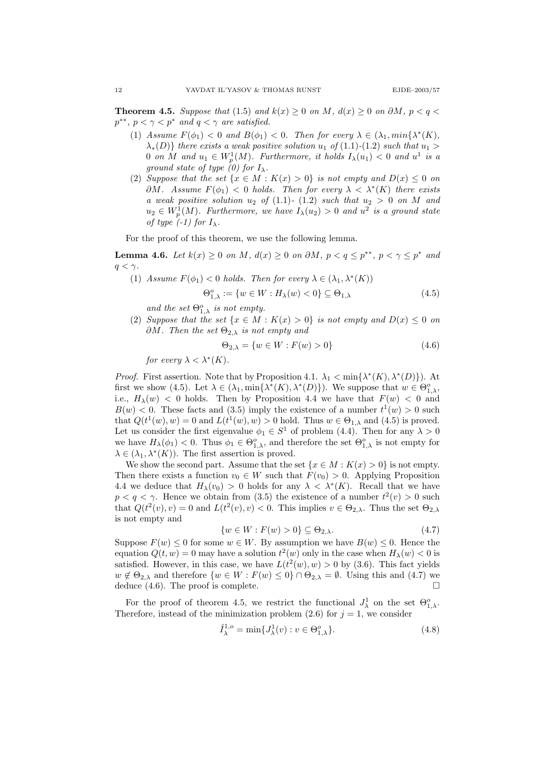**Theorem 4.5.** *Suppose that* (1.5) *and $k(x) \geq 0$ on $M$, $d(x) \geq 0$ on $\partial M$, $p < q < p^{**}$, $p < \gamma < p^*$ and $q < \gamma$ are satisfied.*

1. *Assume $F(\phi_1) < 0$ and $B(\phi_1) < 0$. Then for every $\lambda \in (\lambda_1, min\{\lambda^*(K), \lambda_*(D)\}$ there exists a weak positive solution $u_1$ of* (1.1)-(1.2) *such that $u_1 > 0$ on $M$ and $u_1 \in W^1_p(M)$. Furthermore, it holds $I_\lambda(u_1) < 0$ and $u^1$ is a ground state of type (0) for $I_\lambda$.*
2. *Suppose that the set $\{x \in M : K(x) > 0\}$ is not empty and $D(x) \leq 0$ on $\partial M$. Assume $F(\phi_1) < 0$ holds. Then for every $\lambda < \lambda^*(K)$ there exists a weak positive solution $u_2$ of* (1.1)- (1.2) *such that $u_2 > 0$ on $M$ and $u_2 \in W^1_p(M)$. Furthermore, we have $I_\lambda(u_2) > 0$ and $u^2$ is a ground state of type (-1) for $I_\lambda$.*

For the proof of this theorem, we use the following lemma.

**Lemma 4.6.** *Let $k(x) \geq 0$ on $M$, $d(x) \geq 0$ on $\partial M$, $p < q \leq p^{**}$, $p < \gamma \leq p^*$ and $q < \gamma$.*

1. *Assume $F(\phi_1) < 0$ holds. Then for every $\lambda \in (\lambda_1, \lambda^*(K))$*
$$\Theta^o_{1,\lambda} := \{w \in W : H_\lambda(w) < 0\} \subseteq \Theta_{1,\lambda} \tag{4.5}$$
*and the set $\Theta^o_{1,\lambda}$ is not empty.*
2. *Suppose that the set $\{x \in M : K(x) > 0\}$ is not empty and $D(x) \leq 0$ on $\partial M$. Then the set $\Theta_{2,\lambda}$ is not empty and*
$$\Theta_{2,\lambda} = \{w \in W : F(w) > 0\} \tag{4.6}$$
*for every $\lambda < \lambda^*(K)$.*

*Proof.* First assertion. Note that by Proposition 4.1. $\lambda_1 < \min\{\lambda^*(K), \lambda^*(D)\}$). At first we show (4.5). Let $\lambda \in (\lambda_1, \min\{\lambda^*(K), \lambda^*(D)\})$. We suppose that $w \in \Theta^o_{1,\lambda}$, i.e., $H_\lambda(w) < 0$ holds. Then by Proposition 4.4 we have that $F(w) < 0$ and $B(w) < 0$. These facts and (3.5) imply the existence of a number $t^1(w) > 0$ such that $Q(t^1(w), w) = 0$ and $L(t^1(w), w) > 0$ hold. Thus $w \in \Theta_{1,\lambda}$ and (4.5) is proved. Let us consider the first eigenvalue $\phi_1 \in S^1$ of problem (4.4). Then for any $\lambda > 0$ we have $H_\lambda(\phi_1) < 0$. Thus $\phi_1 \in \Theta^o_{1,\lambda}$, and therefore the set $\Theta^o_{1,\lambda}$ is not empty for $\lambda \in (\lambda_1, \lambda^*(K))$. The first assertion is proved.

We show the second part. Assume that the set $\{x \in M : K(x) > 0\}$ is not empty. Then there exists a function $v_0 \in W$ such that $F(v_0) > 0$. Applying Proposition 4.4 we deduce that $H_\lambda(v_0) > 0$ holds for any $\lambda < \lambda^*(K)$. Recall that we have $p < q < \gamma$. Hence we obtain from (3.5) the existence of a number $t^2(v) > 0$ such that $Q(t^2(v), v) = 0$ and $L(t^2(v), v) < 0$. This implies $v \in \Theta_{2,\lambda}$. Thus the set $\Theta_{2,\lambda}$ is not empty and
$$\{w \in W : F(w) > 0\} \subseteq \Theta_{2,\lambda}. \tag{4.7}$$
Suppose $F(w) \leq 0$ for some $w \in W$. By assumption we have $B(w) \leq 0$. Hence the equation $Q(t, w) = 0$ may have a solution $t^2(w)$ only in the case when $H_\lambda(w) < 0$ is satisfied. However, in this case, we have $L(t^2(w), w) > 0$ by (3.6). This fact yields $w \notin \Theta_{2,\lambda}$ and therefore $\{w \in W : F(w) \leq 0\} \cap \Theta_{2,\lambda} = \emptyset$. Using this and (4.7) we deduce (4.6). The proof is complete. $\square$

For the proof of theorem 4.5, we restrict the functional $J^1_\lambda$ on the set $\Theta^o_{1,\lambda}$. Therefore, instead of the minimization problem (2.6) for $j = 1$, we consider
$$\hat{I}^{1,o}_\lambda = \min\{J^1_\lambda(v) : v \in \Theta^o_{1,\lambda}\}. \tag{4.8}$$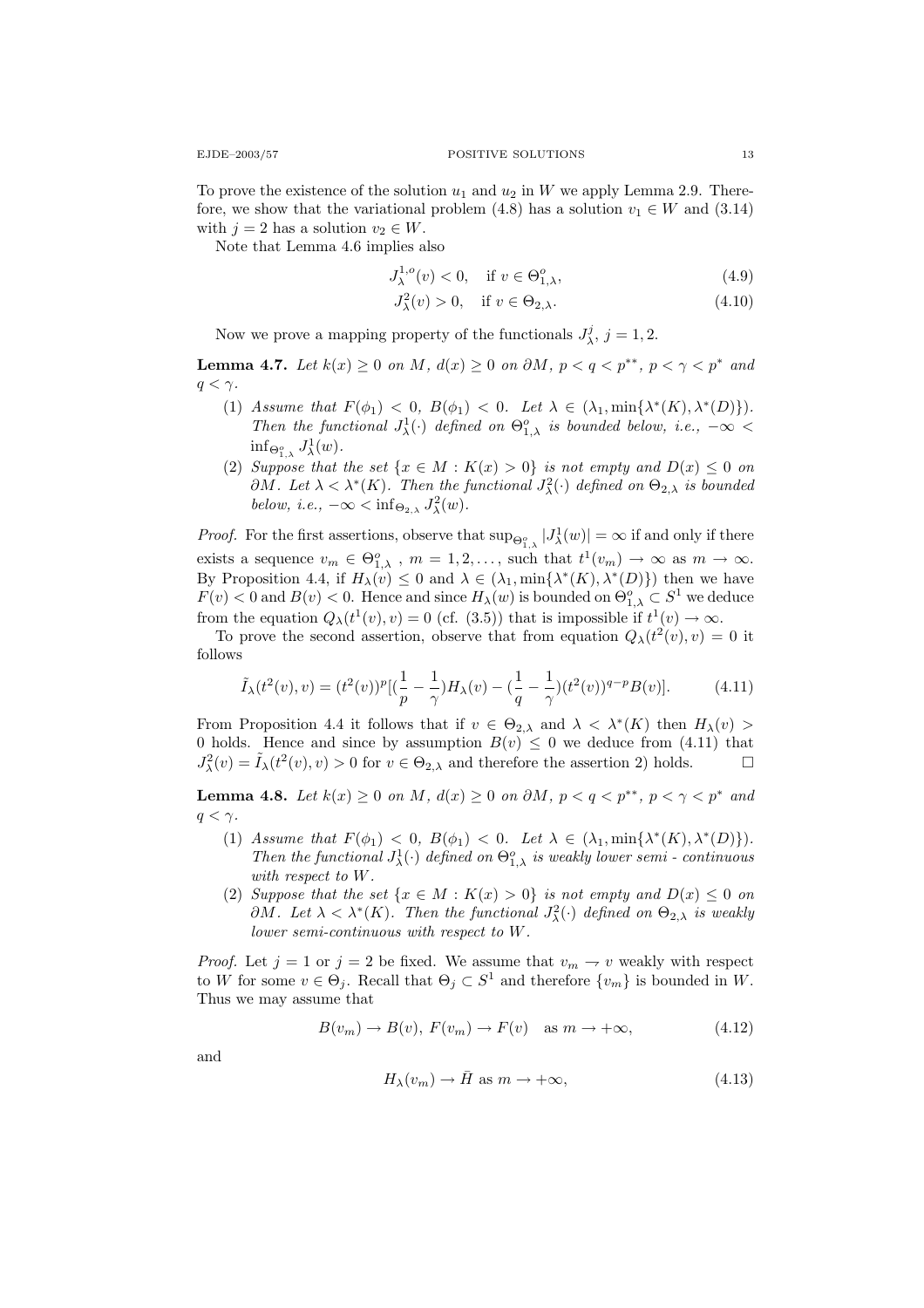To prove the existence of the solution $u_1$ and $u_2$ in $W$ we apply Lemma 2.9. Therefore, we show that the variational problem (4.8) has a solution $v_1 \in W$ and (3.14) with $j = 2$ has a solution $v_2 \in W$.

Note that Lemma 4.6 implies also

$$J^{1,o}_\lambda(v) < 0, \quad \text{if } v \in \Theta^o_{1,\lambda}, \tag{4.9}$$

$$J^2_\lambda(v) > 0, \quad \text{if } v \in \Theta_{2,\lambda}. \tag{4.10}$$

Now we prove a mapping property of the functionals $J^j_\lambda$, $j = 1, 2$.

**Lemma 4.7.** *Let $k(x) \ge 0$ on $M$, $d(x) \ge 0$ on $\partial M$, $p < q < p^{**}$, $p < \gamma < p^*$ and $q < \gamma$.*

1. *Assume that $F(\phi_1) < 0$, $B(\phi_1) < 0$. Let $\lambda \in (\lambda_1, \min\{\lambda^*(K), \lambda^*(D)\})$. Then the functional $J^1_\lambda(\cdot)$ defined on $\Theta^o_{1,\lambda}$ is bounded below, i.e., $-\infty < \inf_{\Theta^o_{1,\lambda}} J^1_\lambda(w)$.*
2. *Suppose that the set $\{x \in M : K(x) > 0\}$ is not empty and $D(x) \le 0$ on $\partial M$. Let $\lambda < \lambda^*(K)$. Then the functional $J^2_\lambda(\cdot)$ defined on $\Theta_{2,\lambda}$ is bounded below, i.e., $-\infty < \inf_{\Theta_{2,\lambda}} J^2_\lambda(w)$.*

*Proof.* For the first assertions, observe that $\sup_{\Theta^o_{1,\lambda}} |J^1_\lambda(w)| = \infty$ if and only if there exists a sequence $v_m \in \Theta^o_{1,\lambda}$ , $m = 1, 2, \dots$, such that $t^1(v_m) \to \infty$ as $m \to \infty$. By Proposition 4.4, if $H_\lambda(v) \le 0$ and $\lambda \in (\lambda_1, \min\{\lambda^*(K), \lambda^*(D)\})$ then we have $F(v) < 0$ and $B(v) < 0$. Hence and since $H_\lambda(w)$ is bounded on $\Theta^o_{1,\lambda} \subset S^1$ we deduce from the equation $Q_\lambda(t^1(v), v) = 0$ (cf. (3.5)) that is impossible if $t^1(v) \to \infty$.

To prove the second assertion, observe that from equation $Q_\lambda(t^2(v), v) = 0$ it follows

$$\tilde{I}_\lambda(t^2(v), v) = (t^2(v))^p[(\frac{1}{p} - \frac{1}{\gamma})H_\lambda(v) - (\frac{1}{q} - \frac{1}{\gamma})(t^2(v))^{q-p}B(v)]. \tag{4.11}$$

From Proposition 4.4 it follows that if $v \in \Theta_{2,\lambda}$ and $\lambda < \lambda^*(K)$ then $H_\lambda(v) > 0$ holds. Hence and since by assumption $B(v) \le 0$ we deduce from (4.11) that $J^2_\lambda(v) = \tilde{I}_\lambda(t^2(v), v) > 0$ for $v \in \Theta_{2,\lambda}$ and therefore the assertion 2) holds. □

**Lemma 4.8.** *Let $k(x) \ge 0$ on $M$, $d(x) \ge 0$ on $\partial M$, $p < q < p^{**}$, $p < \gamma < p^*$ and $q < \gamma$.*

1. *Assume that $F(\phi_1) < 0$, $B(\phi_1) < 0$. Let $\lambda \in (\lambda_1, \min\{\lambda^*(K), \lambda^*(D)\})$. Then the functional $J^1_\lambda(\cdot)$ defined on $\Theta^o_{1,\lambda}$ is weakly lower semi - continuous with respect to $W$.*
2. *Suppose that the set $\{x \in M : K(x) > 0\}$ is not empty and $D(x) \le 0$ on $\partial M$. Let $\lambda < \lambda^*(K)$. Then the functional $J^2_\lambda(\cdot)$ defined on $\Theta_{2,\lambda}$ is weakly lower semi-continuous with respect to $W$.*

*Proof.* Let $j = 1$ or $j = 2$ be fixed. We assume that $v_m \rightharpoonup v$ weakly with respect to $W$ for some $v \in \Theta_j$. Recall that $\Theta_j \subset S^1$ and therefore $\{v_m\}$ is bounded in $W$. Thus we may assume that

$$B(v_m) \to B(v),\ F(v_m) \to F(v) \quad \text{as } m \to +\infty, \tag{4.12}$$

and

$$H_\lambda(v_m) \to \bar{H} \text{ as } m \to +\infty, \tag{4.13}$$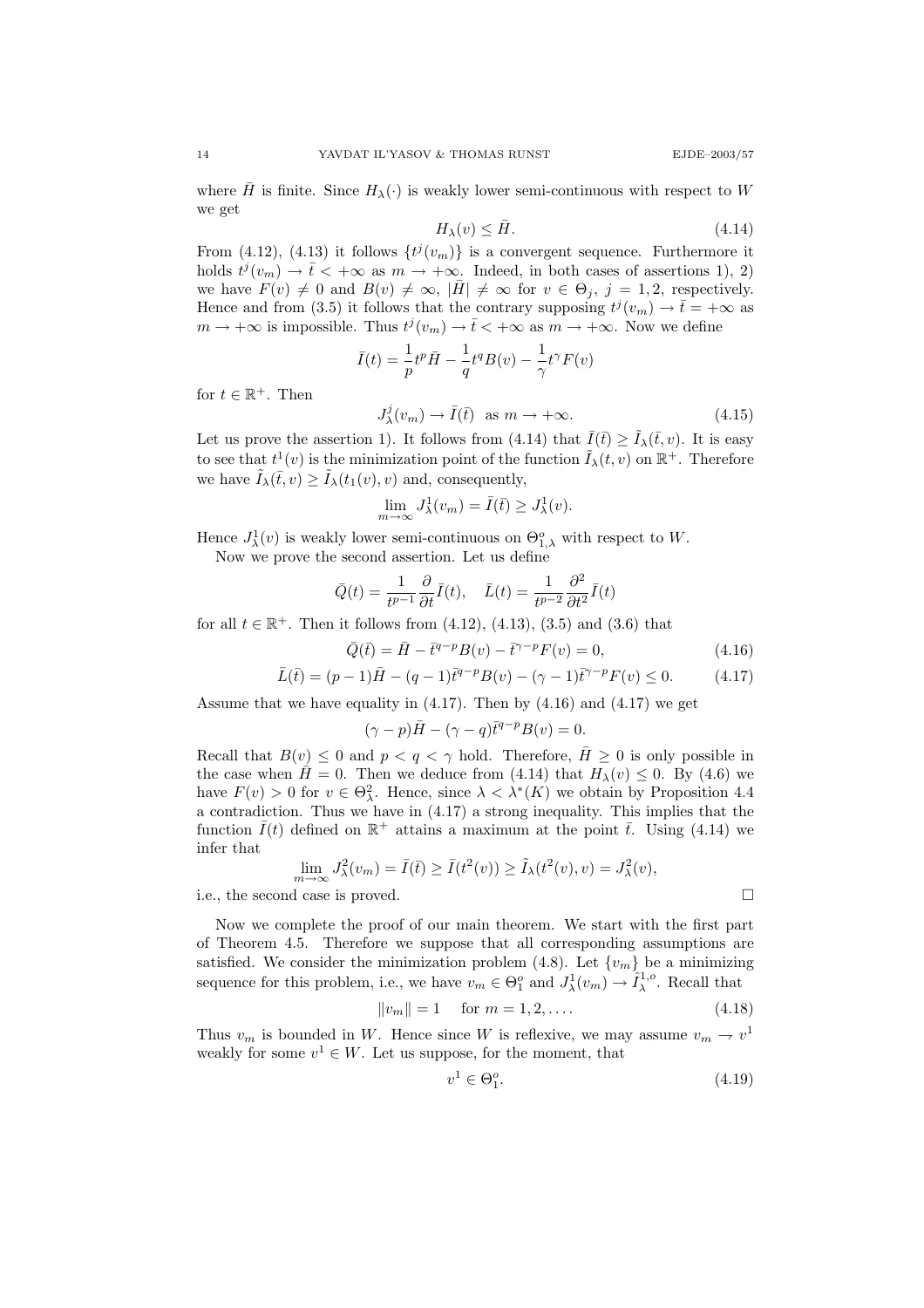where $\bar{H}$ is finite. Since $H_\lambda(\cdot)$ is weakly lower semi-continuous with respect to $W$ we get

$$H_\lambda(v) \le \bar{H}. \tag{4.14}$$

From (4.12), (4.13) it follows $\{t^j(v_m)\}$ is a convergent sequence. Furthermore it holds $t^j(v_m) \to \bar{t} < +\infty$ as $m \to +\infty$. Indeed, in both cases of assertions 1), 2) we have $F(v) \ne 0$ and $B(v) \ne \infty$, $|\bar{H}| \ne \infty$ for $v \in \Theta_j$, $j = 1, 2$, respectively. Hence and from (3.5) it follows that the contrary supposing $t^j(v_m) \to \bar{t} = +\infty$ as $m \to +\infty$ is impossible. Thus $t^j(v_m) \to \bar{t} < +\infty$ as $m \to +\infty$. Now we define

$$\bar{I}(t) = \frac{1}{p} t^p \bar{H} - \frac{1}{q} t^q B(v) - \frac{1}{\gamma} t^\gamma F(v)$$

for $t \in \mathbb{R}^+$. Then

$$J^j_\lambda(v_m) \to \bar{I}(\bar{t}) \quad \text{as } m \to +\infty. \tag{4.15}$$

Let us prove the assertion 1). It follows from (4.14) that $\bar{I}(\bar{t}) \ge \tilde{I}_\lambda(\bar{t}, v)$. It is easy to see that $t^1(v)$ is the minimization point of the function $\tilde{I}_\lambda(t, v)$ on $\mathbb{R}^+$. Therefore we have $\tilde{I}_\lambda(\bar{t}, v) \ge \tilde{I}_\lambda(t_1(v), v)$ and, consequently,

$$\lim_{m\to\infty} J^1_\lambda(v_m) = \bar{I}(\bar{t}) \ge J^1_\lambda(v).$$

Hence $J^1_\lambda(v)$ is weakly lower semi-continuous on $\Theta^o_{1,\lambda}$ with respect to $W$.

Now we prove the second assertion. Let us define

$$\bar{Q}(t) = \frac{1}{t^{p-1}} \frac{\partial}{\partial t} \bar{I}(t), \quad \bar{L}(t) = \frac{1}{t^{p-2}} \frac{\partial^2}{\partial t^2} \bar{I}(t)$$

for all $t \in \mathbb{R}^+$. Then it follows from (4.12), (4.13), (3.5) and (3.6) that

$$\bar{Q}(\bar{t}) = \bar{H} - \bar{t}^{q-p} B(v) - \bar{t}^{\gamma-p} F(v) = 0, \tag{4.16}$$

$$\bar{L}(\bar{t}) = (p-1)\bar{H} - (q-1)\bar{t}^{q-p} B(v) - (\gamma-1)\bar{t}^{\gamma-p} F(v) \le 0. \tag{4.17}$$

Assume that we have equality in (4.17). Then by (4.16) and (4.17) we get

$$(\gamma - p)\bar{H} - (\gamma - q)\bar{t}^{q-p} B(v) = 0.$$

Recall that $B(v) \le 0$ and $p < q < \gamma$ hold. Therefore, $\bar{H} \ge 0$ is only possible in the case when $\bar{H} = 0$. Then we deduce from (4.14) that $H_\lambda(v) \le 0$. By (4.6) we have $F(v) > 0$ for $v \in \Theta^2_\lambda$. Hence, since $\lambda < \lambda^*(K)$ we obtain by Proposition 4.4 a contradiction. Thus we have in (4.17) a strong inequality. This implies that the function $\bar{I}(t)$ defined on $\mathbb{R}^+$ attains a maximum at the point $\bar{t}$. Using (4.14) we infer that

$$\lim_{m\to\infty} J^2_\lambda(v_m) = \bar{I}(\bar{t}) \ge \bar{I}(t^2(v)) \ge \tilde{I}_\lambda(t^2(v), v) = J^2_\lambda(v),$$

i.e., the second case is proved. $\square$

Now we complete the proof of our main theorem. We start with the first part of Theorem 4.5. Therefore we suppose that all corresponding assumptions are satisfied. We consider the minimization problem (4.8). Let $\{v_m\}$ be a minimizing sequence for this problem, i.e., we have $v_m \in \Theta^o_1$ and $J^1_\lambda(v_m) \to \hat{I}^{1,o}_\lambda$. Recall that

$$\|v_m\| = 1 \quad \text{for } m = 1, 2, \dots. \tag{4.18}$$

Thus $v_m$ is bounded in $W$. Hence since $W$ is reflexive, we may assume $v_m \rightharpoonup v^1$ weakly for some $v^1 \in W$. Let us suppose, for the moment, that

$$v^1 \in \Theta^o_1. \tag{4.19}$$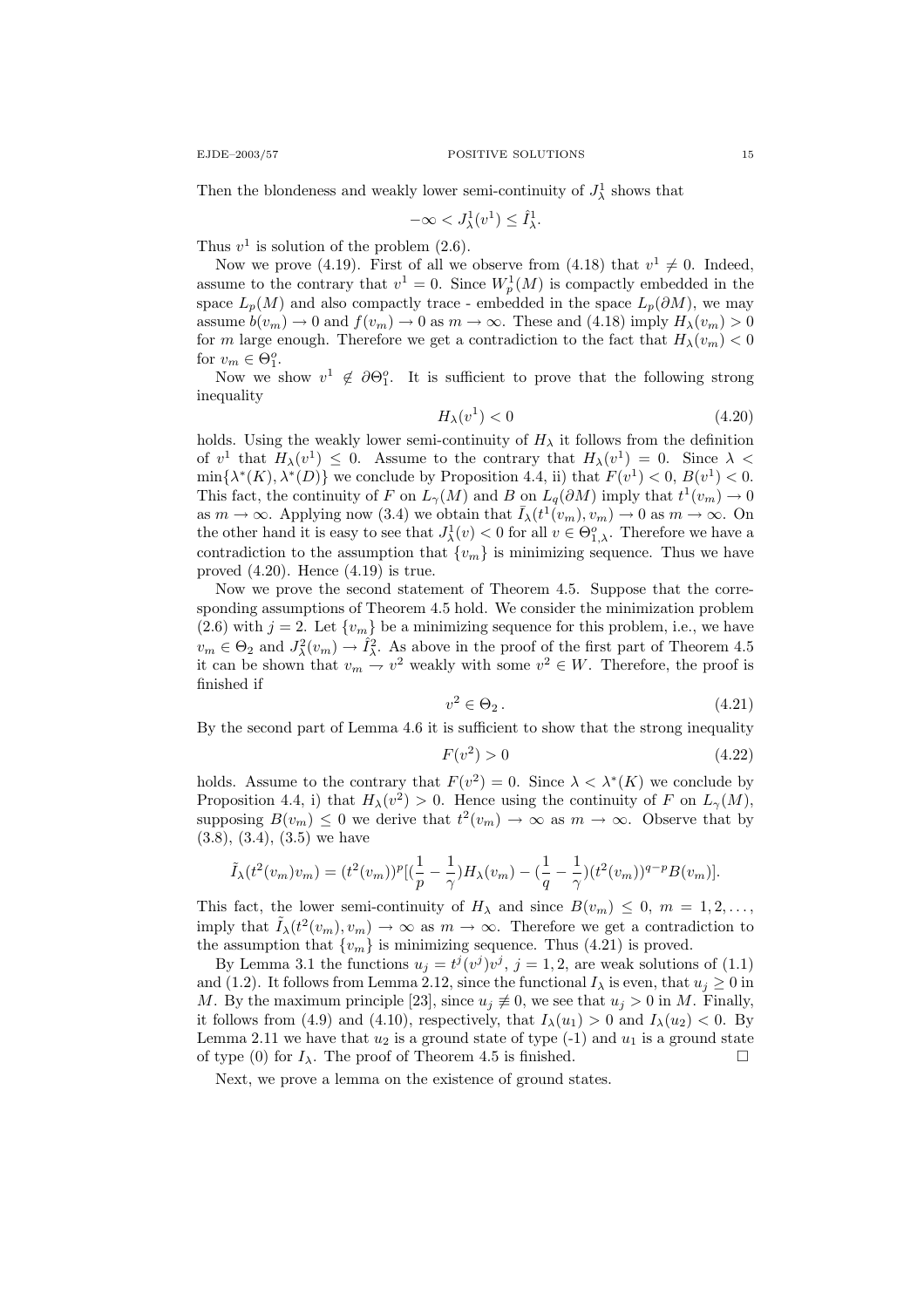Then the blondeness and weakly lower semi-continuity of $J^1_\lambda$ shows that

$$-\infty < J^1_\lambda(v^1) \le \hat{I}^1_\lambda.$$

Thus $v^1$ is solution of the problem (2.6).

Now we prove (4.19). First of all we observe from (4.18) that $v^1 \neq 0$. Indeed, assume to the contrary that $v^1 = 0$. Since $W^1_p(M)$ is compactly embedded in the space $L_p(M)$ and also compactly trace - embedded in the space $L_p(\partial M)$, we may assume $b(v_m) \to 0$ and $f(v_m) \to 0$ as $m \to \infty$. These and (4.18) imply $H_\lambda(v_m) > 0$ for $m$ large enough. Therefore we get a contradiction to the fact that $H_\lambda(v_m) < 0$ for $v_m \in \Theta^o_1$.

Now we show $v^1 \notin \partial\Theta^o_1$. It is sufficient to prove that the following strong inequality

$$H_\lambda(v^1) < 0 \tag{4.20}$$

holds. Using the weakly lower semi-continuity of $H_\lambda$ it follows from the definition of $v^1$ that $H_\lambda(v^1) \le 0$. Assume to the contrary that $H_\lambda(v^1) = 0$. Since $\lambda < \min\{\lambda^*(K), \lambda^*(D)\}$ we conclude by Proposition 4.4, ii) that $F(v^1) < 0$, $B(v^1) < 0$. This fact, the continuity of $F$ on $L_\gamma(M)$ and $B$ on $L_q(\partial M)$ imply that $t^1(v_m) \to 0$ as $m \to \infty$. Applying now (3.4) we obtain that $\bar{I}_\lambda(t^1(v_m), v_m) \to 0$ as $m \to \infty$. On the other hand it is easy to see that $J^1_\lambda(v) < 0$ for all $v \in \Theta^o_{1,\lambda}$. Therefore we have a contradiction to the assumption that $\{v_m\}$ is minimizing sequence. Thus we have proved (4.20). Hence (4.19) is true.

Now we prove the second statement of Theorem 4.5. Suppose that the corresponding assumptions of Theorem 4.5 hold. We consider the minimization problem (2.6) with $j = 2$. Let $\{v_m\}$ be a minimizing sequence for this problem, i.e., we have $v_m \in \Theta_2$ and $J^2_\lambda(v_m) \to \hat{I}^2_\lambda$. As above in the proof of the first part of Theorem 4.5 it can be shown that $v_m \to v^2$ weakly with some $v^2 \in W$. Therefore, the proof is finished if

$$v^2 \in \Theta_2\,. \tag{4.21}$$

By the second part of Lemma 4.6 it is sufficient to show that the strong inequality

$$F(v^2) > 0 \tag{4.22}$$

holds. Assume to the contrary that $F(v^2) = 0$. Since $\lambda < \lambda^*(K)$ we conclude by Proposition 4.4, i) that $H_\lambda(v^2) > 0$. Hence using the continuity of $F$ on $L_\gamma(M)$, supposing $B(v_m) \le 0$ we derive that $t^2(v_m) \to \infty$ as $m \to \infty$. Observe that by (3.8), (3.4), (3.5) we have

$$\tilde{I}_\lambda(t^2(v_m)v_m) = (t^2(v_m))^p[(\frac{1}{p} - \frac{1}{\gamma})H_\lambda(v_m) - (\frac{1}{q} - \frac{1}{\gamma})(t^2(v_m))^{q-p}B(v_m)].$$

This fact, the lower semi-continuity of $H_\lambda$ and since $B(v_m) \le 0$, $m = 1, 2, \dots$, imply that $\tilde{I}_\lambda(t^2(v_m), v_m) \to \infty$ as $m \to \infty$. Therefore we get a contradiction to the assumption that $\{v_m\}$ is minimizing sequence. Thus (4.21) is proved.

By Lemma 3.1 the functions $u_j = t^j(v^j)v^j$, $j = 1, 2$, are weak solutions of (1.1) and (1.2). It follows from Lemma 2.12, since the functional $I_\lambda$ is even, that $u_j \ge 0$ in $M$. By the maximum principle [23], since $u_j \not\equiv 0$, we see that $u_j > 0$ in $M$. Finally, it follows from (4.9) and (4.10), respectively, that $I_\lambda(u_1) > 0$ and $I_\lambda(u_2) < 0$. By Lemma 2.11 we have that $u_2$ is a ground state of type (-1) and $u_1$ is a ground state of type (0) for $I_\lambda$. The proof of Theorem 4.5 is finished. □

Next, we prove a lemma on the existence of ground states.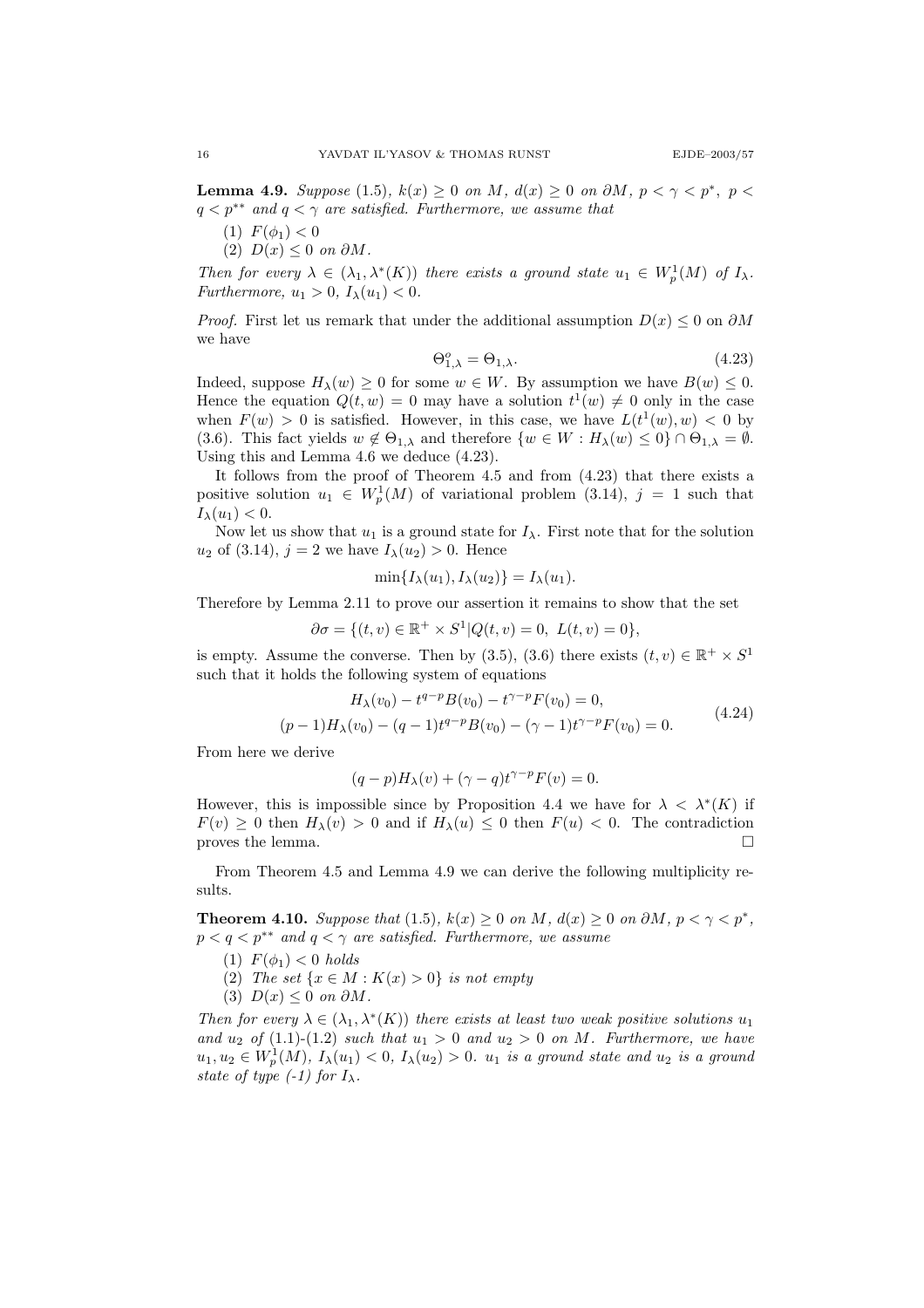**Lemma 4.9.** *Suppose* (1.5)*, $k(x) \geq 0$ on $M$, $d(x) \geq 0$ on $\partial M$, $p < \gamma < p^*$, $p < q < p^{**}$ and $q < \gamma$ are satisfied. Furthermore, we assume that*

1. $F(\phi_1) < 0$
2. $D(x) \leq 0$ *on* $\partial M$.

*Then for every $\lambda \in (\lambda_1, \lambda^*(K))$ there exists a ground state $u_1 \in W_p^1(M)$ of $I_\lambda$. Furthermore, $u_1 > 0$, $I_\lambda(u_1) < 0$.*

*Proof.* First let us remark that under the additional assumption $D(x) \leq 0$ on $\partial M$ we have

$$\Theta_{1,\lambda}^o = \Theta_{1,\lambda}. \tag{4.23}$$

Indeed, suppose $H_\lambda(w) \geq 0$ for some $w \in W$. By assumption we have $B(w) \leq 0$. Hence the equation $Q(t, w) = 0$ may have a solution $t^1(w) \neq 0$ only in the case when $F(w) > 0$ is satisfied. However, in this case, we have $L(t^1(w), w) < 0$ by (3.6). This fact yields $w \notin \Theta_{1,\lambda}$ and therefore $\{w \in W : H_\lambda(w) \leq 0\} \cap \Theta_{1,\lambda} = \emptyset$. Using this and Lemma 4.6 we deduce (4.23).

It follows from the proof of Theorem 4.5 and from (4.23) that there exists a positive solution $u_1 \in W_p^1(M)$ of variational problem (3.14), $j = 1$ such that $I_\lambda(u_1) < 0$.

Now let us show that $u_1$ is a ground state for $I_\lambda$. First note that for the solution $u_2$ of (3.14), $j = 2$ we have $I_\lambda(u_2) > 0$. Hence

$$\min\{I_\lambda(u_1), I_\lambda(u_2)\} = I_\lambda(u_1).$$

Therefore by Lemma 2.11 to prove our assertion it remains to show that the set

$$\partial\sigma = \{(t, v) \in \mathbb{R}^+ \times S^1 | Q(t, v) = 0, \ L(t, v) = 0\},$$

is empty. Assume the converse. Then by (3.5), (3.6) there exists $(t, v) \in \mathbb{R}^+ \times S^1$ such that it holds the following system of equations

$$\begin{gathered} H_\lambda(v_0) - t^{q-p}B(v_0) - t^{\gamma-p}F(v_0) = 0, \\ (p-1)H_\lambda(v_0) - (q-1)t^{q-p}B(v_0) - (\gamma-1)t^{\gamma-p}F(v_0) = 0. \end{gathered} \tag{4.24}$$

From here we derive

$$(q-p)H_\lambda(v) + (\gamma - q)t^{\gamma-p}F(v) = 0.$$

However, this is impossible since by Proposition 4.4 we have for $\lambda < \lambda^*(K)$ if $F(v) \geq 0$ then $H_\lambda(v) > 0$ and if $H_\lambda(u) \leq 0$ then $F(u) < 0$. The contradiction proves the lemma. $\square$

From Theorem 4.5 and Lemma 4.9 we can derive the following multiplicity results.

**Theorem 4.10.** *Suppose that* (1.5)*, $k(x) \geq 0$ on $M$, $d(x) \geq 0$ on $\partial M$, $p < \gamma < p^*$, $p < q < p^{**}$ and $q < \gamma$ are satisfied. Furthermore, we assume*

1. $F(\phi_1) < 0$ *holds*
2. *The set* $\{x \in M : K(x) > 0\}$ *is not empty*
3. $D(x) \leq 0$ *on* $\partial M$.

*Then for every $\lambda \in (\lambda_1, \lambda^*(K))$ there exists at least two weak positive solutions $u_1$ and $u_2$ of* (1.1)*-*(1.2) *such that $u_1 > 0$ and $u_2 > 0$ on $M$. Furthermore, we have $u_1, u_2 \in W_p^1(M)$, $I_\lambda(u_1) < 0$, $I_\lambda(u_2) > 0$. $u_1$ is a ground state and $u_2$ is a ground state of type (-1) for $I_\lambda$.*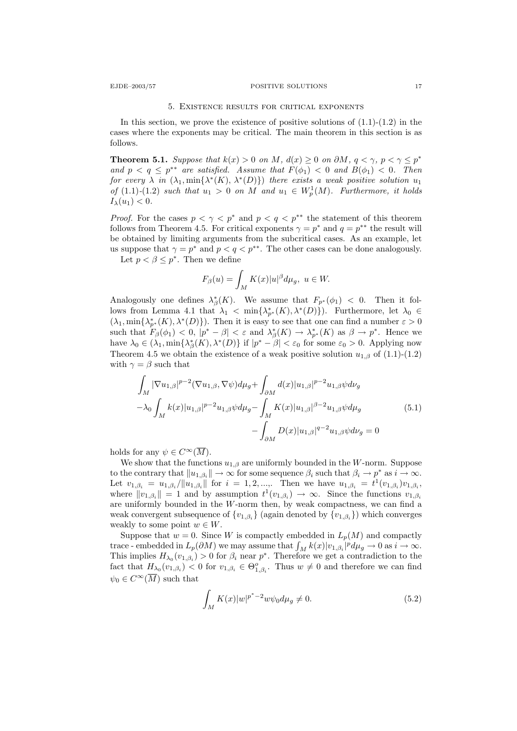## 5. Existence results for critical exponents

In this section, we prove the existence of positive solutions of (1.1)-(1.2) in the cases where the exponents may be critical. The main theorem in this section is as follows.

**Theorem 5.1.** *Suppose that $k(x) > 0$ on $M$, $d(x) \geq 0$ on $\partial M$, $q < \gamma$, $p < \gamma \leq p^*$ and $p < q \leq p^{**}$ are satisfied. Assume that $F(\phi_1) < 0$ and $B(\phi_1) < 0$. Then for every $\lambda$ in $(\lambda_1, \min\{\lambda^*(K), \lambda^*(D)\})$ there exists a weak positive solution $u_1$ of (1.1)-(1.2) such that $u_1 > 0$ on $M$ and $u_1 \in W^1_p(M)$. Furthermore, it holds $I_\lambda(u_1) < 0$.*

*Proof.* For the cases $p < \gamma < p^*$ and $p < q < p^{**}$ the statement of this theorem follows from Theorem 4.5. For critical exponents $\gamma = p^*$ and $q = p^{**}$ the result will be obtained by limiting arguments from the subcritical cases. As an example, let us suppose that $\gamma = p^*$ and $p < q < p^{**}$. The other cases can be done analogously.

Let $p < \beta \leq p^*$. Then we define

$$F_\beta(u) = \int_M K(x)|u|^\beta d\mu_g,\ u \in W.$$

Analogously one defines $\lambda^*_\beta(K)$. We assume that $F_{p^*}(\phi_1) < 0$. Then it follows from Lemma 4.1 that $\lambda_1 < \min\{\lambda^*_{p^*}(K), \lambda^*(D)\}$. Furthermore, let $\lambda_0 \in (\lambda_1, \min\{\lambda^*_{p^*}(K), \lambda^*(D)\})$. Then it is easy to see that one can find a number $\varepsilon > 0$ such that $F_\beta(\phi_1) < 0$, $|p^* - \beta| < \varepsilon$ and $\lambda^*_\beta(K) \to \lambda^*_{p^*}(K)$ as $\beta \to p^*$. Hence we have $\lambda_0 \in (\lambda_1, \min\{\lambda^*_\beta(K), \lambda^*(D)\}$ if $|p^* - \beta| < \varepsilon_0$ for some $\varepsilon_0 > 0$. Applying now Theorem 4.5 we obtain the existence of a weak positive solution $u_{1,\beta}$ of (1.1)-(1.2) with $\gamma = \beta$ such that

$$\begin{aligned} \int_M |\nabla u_{1,\beta}|^{p-2}(\nabla u_{1,\beta}, \nabla\psi)d\mu_g &+ \int_{\partial M} d(x)|u_{1,\beta}|^{p-2}u_{1,\beta}\psi d\nu_g \\ -\lambda_0 \int_M k(x)|u_{1,\beta}|^{p-2}u_{1,\beta}\psi d\mu_g &- \int_M K(x)|u_{1,\beta}|^{\beta-2}u_{1,\beta}\psi d\mu_g \\ &- \int_{\partial M} D(x)|u_{1,\beta}|^{q-2}u_{1,\beta}\psi d\nu_g = 0 \end{aligned} \tag{5.1}$$

holds for any $\psi \in C^\infty(\overline{M})$.

We show that the functions $u_{1,\beta}$ are uniformly bounded in the $W$-norm. Suppose to the contrary that $\|u_{1,\beta_i}\| \to \infty$ for some sequence $\beta_i$ such that $\beta_i \to p^*$ as $i \to \infty$. Let $v_{1,\beta_i} = u_{1,\beta_i}/\|u_{1,\beta_i}\|$ for $i = 1, 2, ...,$. Then we have $u_{1,\beta_i} = t^1(v_{1,\beta_i})v_{1,\beta_i}$, where $\|v_{1,\beta_i}\| = 1$ and by assumption $t^1(v_{1,\beta_i}) \to \infty$. Since the functions $v_{1,\beta_i}$ are uniformly bounded in the $W$-norm then, by weak compactness, we can find a weak convergent subsequence of $\{v_{1,\beta_i}\}$ (again denoted by $\{v_{1,\beta_i}\}$) which converges weakly to some point $w \in W$.

Suppose that $w = 0$. Since $W$ is compactly embedded in $L_p(M)$ and compactly trace - embedded in $L_p(\partial M)$ we may assume that $\int_M k(x)|v_{1,\beta_i}|^p d\mu_g \to 0$ as $i \to \infty$. This implies $H_{\lambda_0}(v_{1,\beta_i}) > 0$ for $\beta_i$ near $p^*$. Therefore we get a contradiction to the fact that $H_{\lambda_0}(v_{1,\beta_i}) < 0$ for $v_{1,\beta_i} \in \Theta^o_{1,\beta_i}$. Thus $w \neq 0$ and therefore we can find $\psi_0 \in C^\infty(\overline{M})$ such that

$$\int_M K(x)|w|^{p^*-2}w\psi_0 d\mu_g \neq 0. \tag{5.2}$$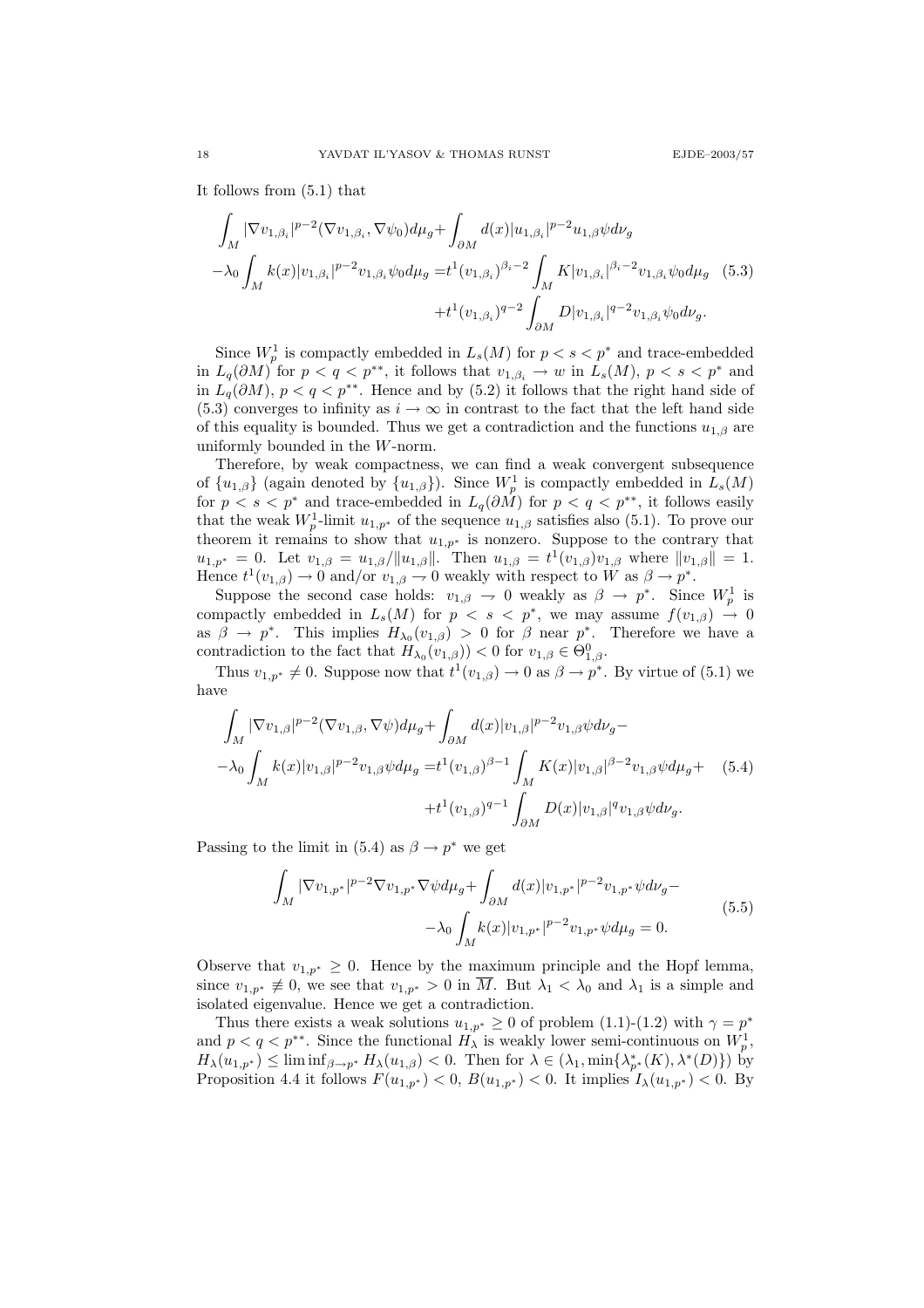It follows from (5.1) that

$$
\begin{aligned}
\int_M |\nabla v_{1,\beta_i}|^{p-2}(\nabla v_{1,\beta_i}, \nabla\psi_0)d\mu_g + \int_{\partial M} d(x)|u_{1,\beta_i}|^{p-2}u_{1,\beta}\psi d\nu_g \\
-\lambda_0 \int_M k(x)|v_{1,\beta_i}|^{p-2}v_{1,\beta_i}\psi_0 d\mu_g = t^1(v_{1,\beta_i})^{\beta_i-2}\int_M K|v_{1,\beta_i}|^{\beta_i-2}v_{1,\beta_i}\psi_0 d\mu_g \quad (5.3)\\
+t^1(v_{1,\beta_i})^{q-2}\int_{\partial M} D|v_{1,\beta_i}|^{q-2}v_{1,\beta_i}\psi_0 d\nu_g.
\end{aligned}
$$

Since $W^1_p$ is compactly embedded in $L_s(M)$ for $p < s < p^*$ and trace-embedded in $L_q(\partial M)$ for $p < q < p^{**}$, it follows that $v_{1,\beta_i} \to w$ in $L_s(M)$, $p < s < p^*$ and in $L_q(\partial M)$, $p < q < p^{**}$. Hence and by (5.2) it follows that the right hand side of (5.3) converges to infinity as $i \to \infty$ in contrast to the fact that the left hand side of this equality is bounded. Thus we get a contradiction and the functions $u_{1,\beta}$ are uniformly bounded in the $W$-norm.

Therefore, by weak compactness, we can find a weak convergent subsequence of $\{u_{1,\beta}\}$ (again denoted by $\{u_{1,\beta}\}$). Since $W^1_p$ is compactly embedded in $L_s(M)$ for $p < s < p^*$ and trace-embedded in $L_q(\partial M)$ for $p < q < p^{**}$, it follows easily that the weak $W^1_p$-limit $u_{1,p^*}$ of the sequence $u_{1,\beta}$ satisfies also (5.1). To prove our theorem it remains to show that $u_{1,p^*}$ is nonzero. Suppose to the contrary that $u_{1,p^*} = 0$. Let $v_{1,\beta} = u_{1,\beta}/\|u_{1,\beta}\|$. Then $u_{1,\beta} = t^1(v_{1,\beta})v_{1,\beta}$ where $\|v_{1,\beta}\| = 1$. Hence $t^1(v_{1,\beta}) \to 0$ and/or $v_{1,\beta} \to 0$ weakly with respect to $W$ as $\beta \to p^*$.

Suppose the second case holds: $v_{1,\beta} \to 0$ weakly as $\beta \to p^*$. Since $W^1_p$ is compactly embedded in $L_s(M)$ for $p < s < p^*$, we may assume $f(v_{1,\beta}) \to 0$ as $\beta \to p^*$. This implies $H_{\lambda_0}(v_{1,\beta}) > 0$ for $\beta$ near $p^*$. Therefore we have a contradiction to the fact that $H_{\lambda_0}(v_{1,\beta})) < 0$ for $v_{1,\beta} \in \Theta^0_{1,\beta}$.

Thus $v_{1,p^*} \neq 0$. Suppose now that $t^1(v_{1,\beta}) \to 0$ as $\beta \to p^*$. By virtue of (5.1) we have

$$
\begin{aligned}
\int_M |\nabla v_{1,\beta}|^{p-2}(\nabla v_{1,\beta}, \nabla\psi)d\mu_g + \int_{\partial M} d(x)|v_{1,\beta}|^{p-2}v_{1,\beta}\psi d\nu_g - \\
-\lambda_0 \int_M k(x)|v_{1,\beta}|^{p-2}v_{1,\beta}\psi d\mu_g = t^1(v_{1,\beta})^{\beta-1}\int_M K(x)|v_{1,\beta}|^{\beta-2}v_{1,\beta}\psi d\mu_g + \quad (5.4)\\
+t^1(v_{1,\beta})^{q-1}\int_{\partial M} D(x)|v_{1,\beta}|^{q}v_{1,\beta}\psi d\nu_g.
\end{aligned}
$$

Passing to the limit in (5.4) as $\beta \to p^*$ we get

$$
\begin{aligned}
\int_M |\nabla v_{1,p^*}|^{p-2}\nabla v_{1,p^*}\nabla\psi d\mu_g + \int_{\partial M} d(x)|v_{1,p^*}|^{p-2}v_{1,p^*}\psi d\nu_g - \\
-\lambda_0 \int_M k(x)|v_{1,p^*}|^{p-2}v_{1,p^*}\psi d\mu_g = 0.
\end{aligned} \quad (5.5)
$$

Observe that $v_{1,p^*} \geq 0$. Hence by the maximum principle and the Hopf lemma, since $v_{1,p^*} \not\equiv 0$, we see that $v_{1,p^*} > 0$ in $\overline{M}$. But $\lambda_1 < \lambda_0$ and $\lambda_1$ is a simple and isolated eigenvalue. Hence we get a contradiction.

Thus there exists a weak solutions $u_{1,p^*} \geq 0$ of problem (1.1)-(1.2) with $\gamma = p^*$ and $p < q < p^{**}$. Since the functional $H_\lambda$ is weakly lower semi-continuous on $W^1_p$, $H_\lambda(u_{1,p^*}) \leq \liminf_{\beta\to p^*} H_\lambda(u_{1,\beta}) < 0$. Then for $\lambda \in (\lambda_1, \min\{\lambda^*_{p^*}(K), \lambda^*(D)\})$ by Proposition 4.4 it follows $F(u_{1,p^*}) < 0$, $B(u_{1,p^*}) < 0$. It implies $I_\lambda(u_{1,p^*}) < 0$. By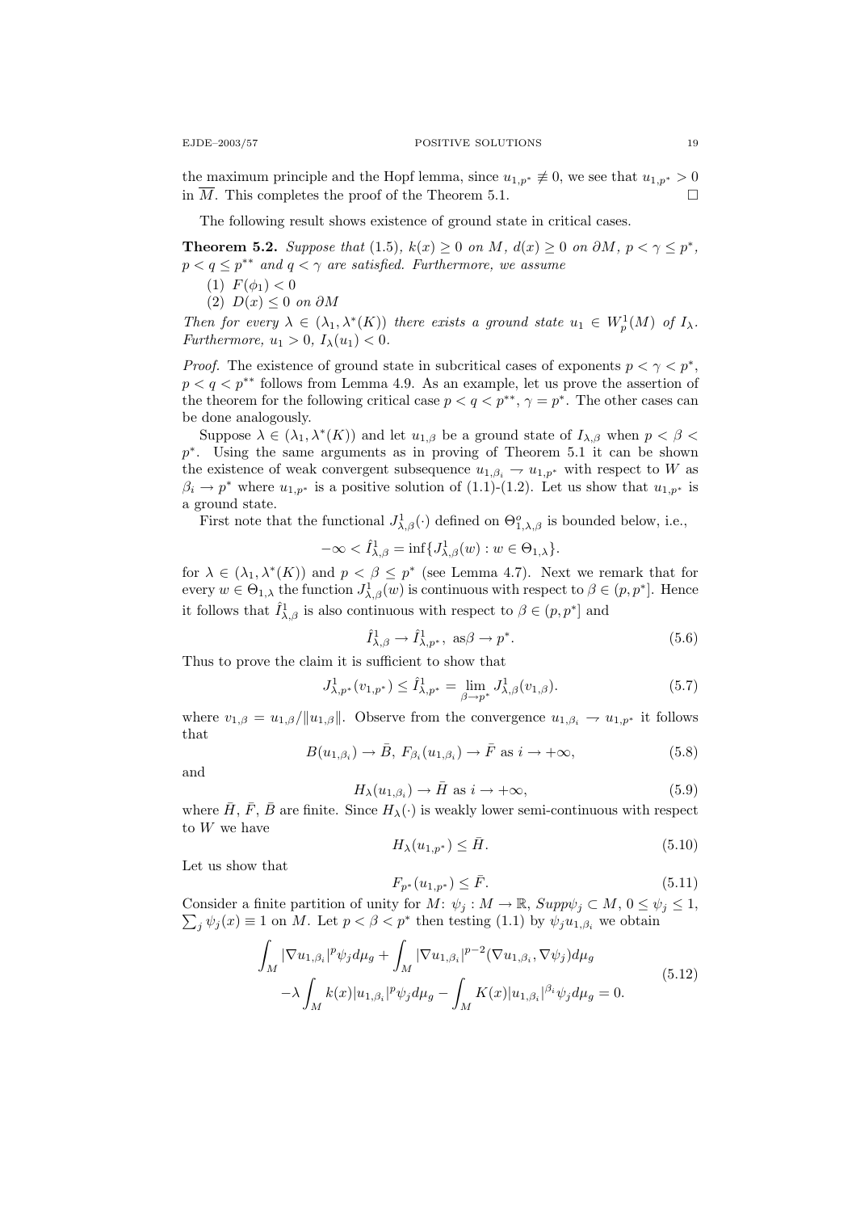the maximum principle and the Hopf lemma, since $u_{1,p^*} \not\equiv 0$, we see that $u_{1,p^*} > 0$ in $\overline{M}$. This completes the proof of the Theorem 5.1. $\square$

The following result shows existence of ground state in critical cases.

**Theorem 5.2.** *Suppose that* (1.5), $k(x) \geq 0$ *on* $M$, $d(x) \geq 0$ *on* $\partial M$, $p < \gamma \leq p^*$, $p < q \leq p^{**}$ *and* $q < \gamma$ *are satisfied. Furthermore, we assume*

1. $F(\phi_1) < 0$
2. $D(x) \leq 0$ *on* $\partial M$

*Then for every* $\lambda \in (\lambda_1, \lambda^*(K))$ *there exists a ground state* $u_1 \in W_p^1(M)$ *of* $I_\lambda$. *Furthermore,* $u_1 > 0$, $I_\lambda(u_1) < 0$.

*Proof.* The existence of ground state in subcritical cases of exponents $p < \gamma < p^*$, $p < q < p^{**}$ follows from Lemma 4.9. As an example, let us prove the assertion of the theorem for the following critical case $p < q < p^{**}$, $\gamma = p^*$. The other cases can be done analogously.

Suppose $\lambda \in (\lambda_1, \lambda^*(K))$ and let $u_{1,\beta}$ be a ground state of $I_{\lambda,\beta}$ when $p < \beta < p^*$. Using the same arguments as in proving of Theorem 5.1 it can be shown the existence of weak convergent subsequence $u_{1,\beta_i} \rightharpoonup u_{1,p^*}$ with respect to $W$ as $\beta_i \to p^*$ where $u_{1,p^*}$ is a positive solution of (1.1)-(1.2). Let us show that $u_{1,p^*}$ is a ground state.

First note that the functional $J^1_{\lambda,\beta}(\cdot)$ defined on $\Theta^o_{1,\lambda,\beta}$ is bounded below, i.e.,

$$-\infty < \hat{I}^1_{\lambda,\beta} = \inf\{J^1_{\lambda,\beta}(w) : w \in \Theta_{1,\lambda}\}.$$

for $\lambda \in (\lambda_1, \lambda^*(K))$ and $p < \beta \leq p^*$ (see Lemma 4.7). Next we remark that for every $w \in \Theta_{1,\lambda}$ the function $J^1_{\lambda,\beta}(w)$ is continuous with respect to $\beta \in (p, p^*]$. Hence it follows that $\hat{I}^1_{\lambda,\beta}$ is also continuous with respect to $\beta \in (p, p^*]$ and

$$\hat{I}^1_{\lambda,\beta} \to \hat{I}^1_{\lambda,p^*}, \ \text{as} \beta \to p^*. \tag{5.6}$$

Thus to prove the claim it is sufficient to show that

$$J^1_{\lambda,p^*}(v_{1,p^*}) \leq \hat{I}^1_{\lambda,p^*} = \lim_{\beta \to p^*} J^1_{\lambda,\beta}(v_{1,\beta}). \tag{5.7}$$

where $v_{1,\beta} = u_{1,\beta}/\|u_{1,\beta}\|$. Observe from the convergence $u_{1,\beta_i} \rightharpoonup u_{1,p^*}$ it follows that

$$B(u_{1,\beta_i}) \to \bar{B}, \ F_{\beta_i}(u_{1,\beta_i}) \to \bar{F} \text{ as } i \to +\infty, \tag{5.8}$$

and

$$H_\lambda(u_{1,\beta_i}) \to \bar{H} \text{ as } i \to +\infty, \tag{5.9}$$

where $\bar{H}$, $\bar{F}$, $\bar{B}$ are finite. Since $H_\lambda(\cdot)$ is weakly lower semi-continuous with respect to $W$ we have

$$H_\lambda(u_{1,p^*}) \leq \bar{H}. \tag{5.10}$$

Let us show that

$$F_{p^*}(u_{1,p^*}) \leq \bar{F}. \tag{5.11}$$

Consider a finite partition of unity for $M$: $\psi_j : M \to \mathbb{R}$, $Supp\psi_j \subset M$, $0 \leq \psi_j \leq 1$, $\sum_j \psi_j(x) \equiv 1$ on $M$. Let $p < \beta < p^*$ then testing (1.1) by $\psi_j u_{1,\beta_i}$ we obtain

$$\begin{aligned}
&\int_M |\nabla u_{1,\beta_i}|^p \psi_j d\mu_g + \int_M |\nabla u_{1,\beta_i}|^{p-2} (\nabla u_{1,\beta_i}, \nabla \psi_j) d\mu_g \\
&-\lambda \int_M k(x) |u_{1,\beta_i}|^p \psi_j d\mu_g - \int_M K(x) |u_{1,\beta_i}|^{\beta_i} \psi_j d\mu_g = 0.
\end{aligned} \tag{5.12}$$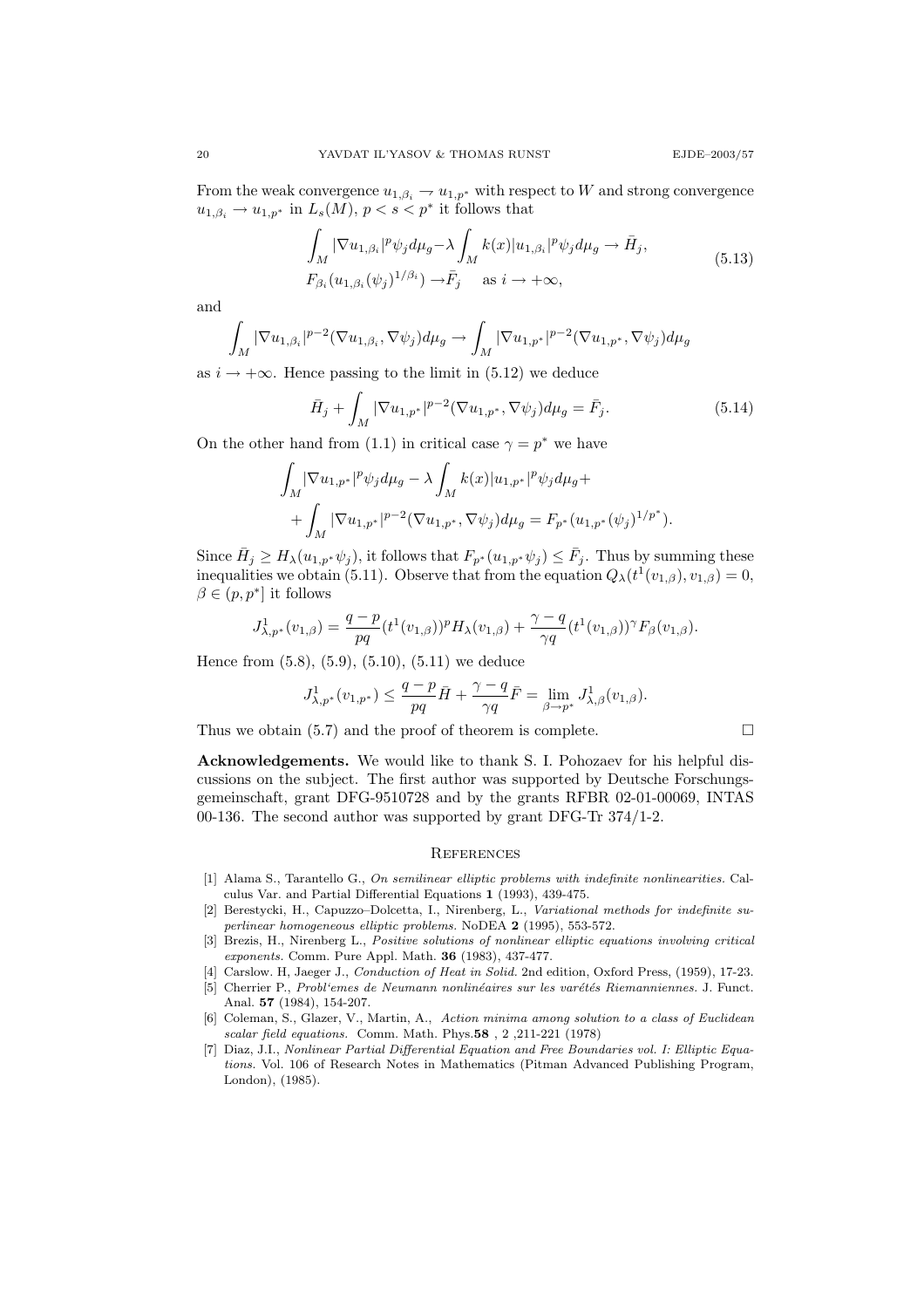From the weak convergence $u_{1,\beta_i} \rightharpoonup u_{1,p^*}$ with respect to $W$ and strong convergence $u_{1,\beta_i} \to u_{1,p^*}$ in $L_s(M)$, $p < s < p^*$ it follows that

$$
\begin{aligned}
&\int_M |\nabla u_{1,\beta_i}|^p \psi_j d\mu_g - \lambda \int_M k(x)|u_{1,\beta_i}|^p \psi_j d\mu_g \to \bar{H}_j, \\
&F_{\beta_i}(u_{1,\beta_i}(\psi_j)^{1/\beta_i}) \to \bar{F}_j \quad \text{ as } i \to +\infty,
\end{aligned}
\tag{5.13}
$$

and

$$
\int_M |\nabla u_{1,\beta_i}|^{p-2} (\nabla u_{1,\beta_i}, \nabla \psi_j) d\mu_g \to \int_M |\nabla u_{1,p^*}|^{p-2} (\nabla u_{1,p^*}, \nabla \psi_j) d\mu_g
$$

as $i \to +\infty$. Hence passing to the limit in (5.12) we deduce

$$
\bar{H}_j + \int_M |\nabla u_{1,p^*}|^{p-2} (\nabla u_{1,p^*}, \nabla \psi_j) d\mu_g = \bar{F}_j. \tag{5.14}
$$

On the other hand from (1.1) in critical case $\gamma = p^*$ we have

$$
\begin{aligned}
&\int_M |\nabla u_{1,p^*}|^p \psi_j d\mu_g - \lambda \int_M k(x)|u_{1,p^*}|^p \psi_j d\mu_g + \\
&+ \int_M |\nabla u_{1,p^*}|^{p-2} (\nabla u_{1,p^*}, \nabla \psi_j) d\mu_g = F_{p^*}(u_{1,p^*}(\psi_j)^{1/p^*}).
\end{aligned}
$$

Since $\bar{H}_j \geq H_\lambda(u_{1,p^*}\psi_j)$, it follows that $F_{p^*}(u_{1,p^*}\psi_j) \leq \bar{F}_j$. Thus by summing these inequalities we obtain (5.11). Observe that from the equation $Q_\lambda(t^1(v_{1,\beta}), v_{1,\beta}) = 0$, $\beta \in (p, p^*]$ it follows

$$
J^1_{\lambda,p^*}(v_{1,\beta}) = \frac{q-p}{pq}(t^1(v_{1,\beta}))^p H_\lambda(v_{1,\beta}) + \frac{\gamma - q}{\gamma q}(t^1(v_{1,\beta}))^\gamma F_\beta(v_{1,\beta}).
$$

Hence from (5.8), (5.9), (5.10), (5.11) we deduce

$$
J^1_{\lambda,p^*}(v_{1,p^*}) \leq \frac{q-p}{pq}\bar{H} + \frac{\gamma - q}{\gamma q}\bar{F} = \lim_{\beta \to p^*} J^1_{\lambda,\beta}(v_{1,\beta}).
$$

Thus we obtain (5.7) and the proof of theorem is complete. □

**Acknowledgements.** We would like to thank S. I. Pohozaev for his helpful discussions on the subject. The first author was supported by Deutsche Forschungsgemeinschaft, grant DFG-9510728 and by the grants RFBR 02-01-00069, INTAS 00-136. The second author was supported by grant DFG-Tr 374/1-2.

## References

[1] Alama S., Tarantello G., *On semilinear elliptic problems with indefinite nonlinearities.* Calculus Var. and Partial Differential Equations **1** (1993), 439-475.

[2] Berestycki, H., Capuzzo–Dolcetta, I., Nirenberg, L., *Variational methods for indefinite superlinear homogeneous elliptic problems.* NoDEA **2** (1995), 553-572.

[3] Brezis, H., Nirenberg L., *Positive solutions of nonlinear elliptic equations involving critical exponents.* Comm. Pure Appl. Math. **36** (1983), 437-477.

[4] Carslow. H, Jaeger J., *Conduction of Heat in Solid.* 2nd edition, Oxford Press, (1959), 17-23.

[5] Cherrier P., *Probl'emes de Neumann nonlinéaires sur les varétés Riemanniennes.* J. Funct. Anal. **57** (1984), 154-207.

[6] Coleman, S., Glazer, V., Martin, A., *Action minima among solution to a class of Euclidean scalar field equations.* Comm. Math. Phys.**58** , 2 ,211-221 (1978)

[7] Diaz, J.I., *Nonlinear Partial Differential Equation and Free Boundaries vol. I: Elliptic Equations.* Vol. 106 of Research Notes in Mathematics (Pitman Advanced Publishing Program, London), (1985).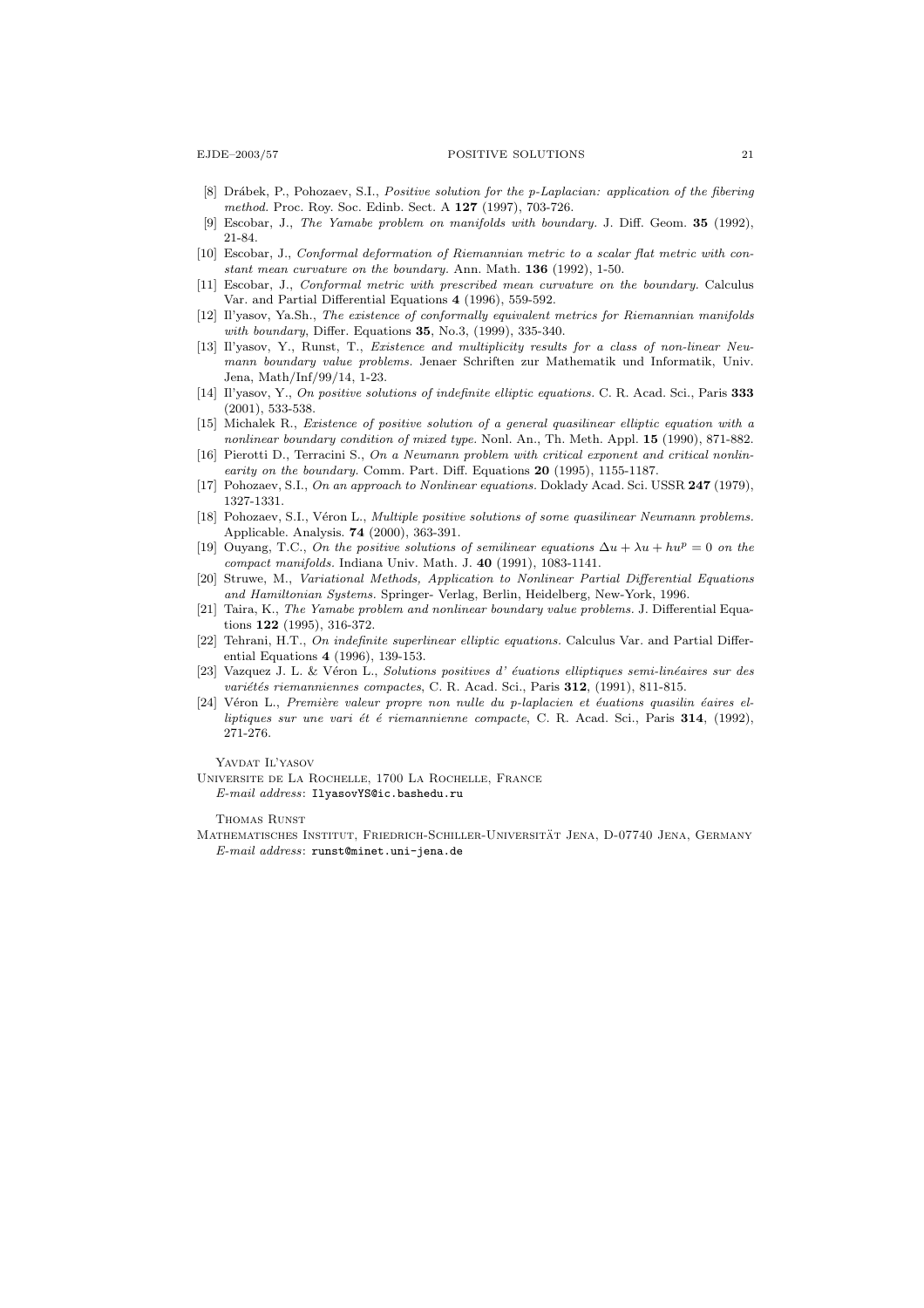[8] Drábek, P., Pohozaev, S.I., *Positive solution for the p-Laplacian: application of the fibering method.* Proc. Roy. Soc. Edinb. Sect. A **127** (1997), 703-726.

[9] Escobar, J., *The Yamabe problem on manifolds with boundary.* J. Diff. Geom. **35** (1992), 21-84.

[10] Escobar, J., *Conformal deformation of Riemannian metric to a scalar flat metric with constant mean curvature on the boundary.* Ann. Math. **136** (1992), 1-50.

[11] Escobar, J., *Conformal metric with prescribed mean curvature on the boundary.* Calculus Var. and Partial Differential Equations **4** (1996), 559-592.

[12] Il'yasov, Ya.Sh., *The existence of conformally equivalent metrics for Riemannian manifolds with boundary*, Differ. Equations **35**, No.3, (1999), 335-340.

[13] Il'yasov, Y., Runst, T., *Existence and multiplicity results for a class of non-linear Neumann boundary value problems.* Jenaer Schriften zur Mathematik und Informatik, Univ. Jena, Math/Inf/99/14, 1-23.

[14] Il'yasov, Y., *On positive solutions of indefinite elliptic equations.* C. R. Acad. Sci., Paris **333** (2001), 533-538.

[15] Michalek R., *Existence of positive solution of a general quasilinear elliptic equation with a nonlinear boundary condition of mixed type.* Nonl. An., Th. Meth. Appl. **15** (1990), 871-882.

[16] Pierotti D., Terracini S., *On a Neumann problem with critical exponent and critical nonlinearity on the boundary.* Comm. Part. Diff. Equations **20** (1995), 1155-1187.

[17] Pohozaev, S.I., *On an approach to Nonlinear equations.* Doklady Acad. Sci. USSR **247** (1979), 1327-1331.

[18] Pohozaev, S.I., Véron L., *Multiple positive solutions of some quasilinear Neumann problems.* Applicable. Analysis. **74** (2000), 363-391.

[19] Ouyang, T.C., *On the positive solutions of semilinear equations $\Delta u + \lambda u + hu^p = 0$ on the compact manifolds.* Indiana Univ. Math. J. **40** (1991), 1083-1141.

[20] Struwe, M., *Variational Methods, Application to Nonlinear Partial Differential Equations and Hamiltonian Systems.* Springer- Verlag, Berlin, Heidelberg, New-York, 1996.

[21] Taira, K., *The Yamabe problem and nonlinear boundary value problems.* J. Differential Equations **122** (1995), 316-372.

[22] Tehrani, H.T., *On indefinite superlinear elliptic equations.* Calculus Var. and Partial Differential Equations **4** (1996), 139-153.

[23] Vazquez J. L. & Véron L., *Solutions positives d' éuations elliptiques semi-linéaires sur des variétés riemanniennes compactes*, C. R. Acad. Sci., Paris **312**, (1991), 811-815.

[24] Véron L., *Première valeur propre non nulle du p-laplacien et éuations quasilin éaires elliptiques sur une vari ét é riemannienne compacte*, C. R. Acad. Sci., Paris **314**, (1992), 271-276.

Yavdat Il'yasov

Universite de La Rochelle, 1700 La Rochelle, France

*E-mail address*: IlyasovYS@ic.bashedu.ru

Thomas Runst

Mathematisches Institut, Friedrich-Schiller-Universität Jena, D-07740 Jena, Germany

*E-mail address*: runst@minet.uni-jena.de